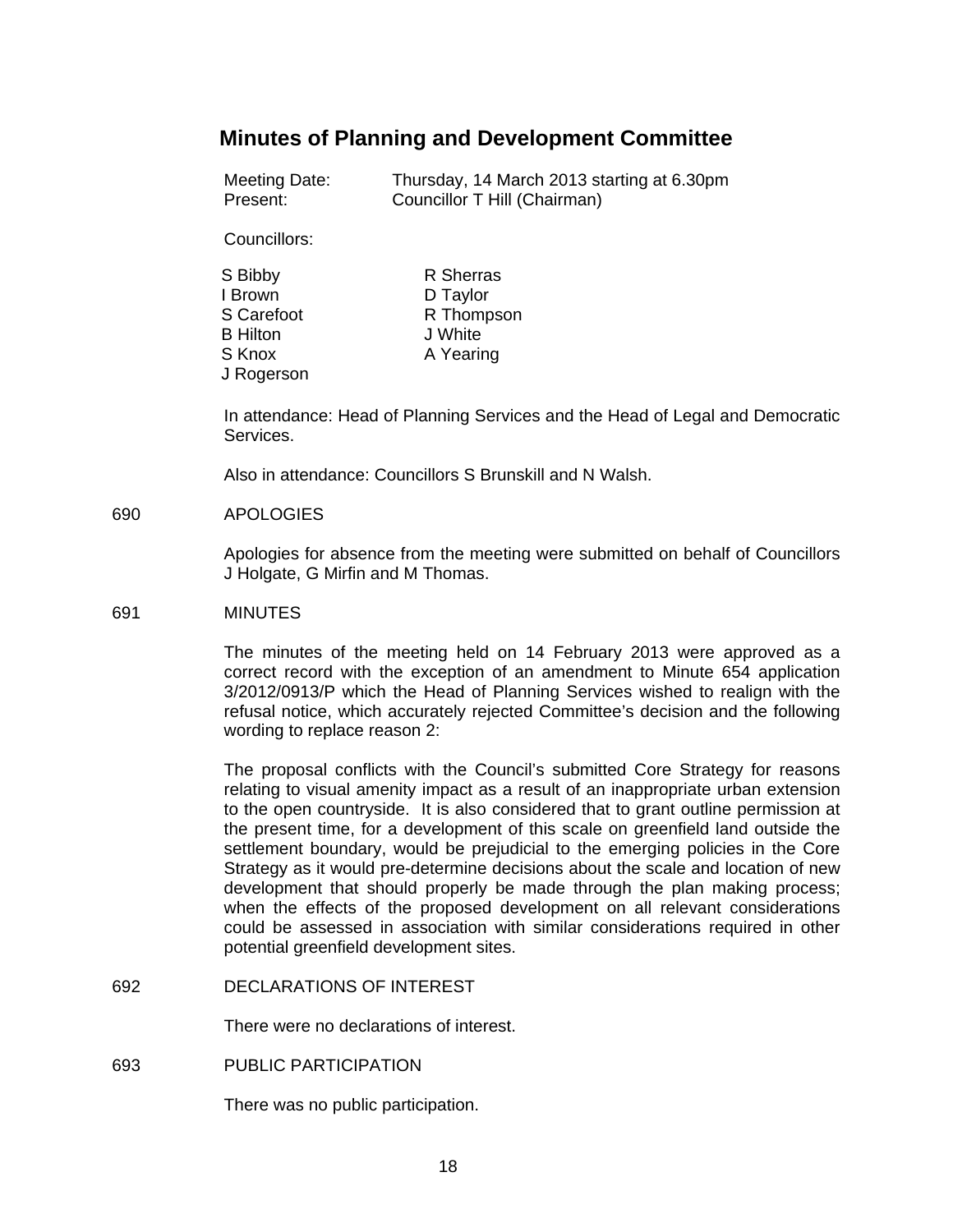# Minutes of Planning and Development Committee

Meeting Date: Thursday, 14 March 2013 starting at 6.30pm
Present: Councillor T Hill (Chairman)

Councillors:

S Bibby
I Brown
S Carefoot
B Hilton
S Knox
J Rogerson
R Sherras
D Taylor
R Thompson
J White
A Yearing

In attendance: Head of Planning Services and the Head of Legal and Democratic Services.

Also in attendance: Councillors S Brunskill and N Walsh.

690 APOLOGIES

Apologies for absence from the meeting were submitted on behalf of Councillors J Holgate, G Mirfin and M Thomas.

691 MINUTES

The minutes of the meeting held on 14 February 2013 were approved as a correct record with the exception of an amendment to Minute 654 application 3/2012/0913/P which the Head of Planning Services wished to realign with the refusal notice, which accurately rejected Committee's decision and the following wording to replace reason 2:

The proposal conflicts with the Council's submitted Core Strategy for reasons relating to visual amenity impact as a result of an inappropriate urban extension to the open countryside. It is also considered that to grant outline permission at the present time, for a development of this scale on greenfield land outside the settlement boundary, would be prejudicial to the emerging policies in the Core Strategy as it would pre-determine decisions about the scale and location of new development that should properly be made through the plan making process; when the effects of the proposed development on all relevant considerations could be assessed in association with similar considerations required in other potential greenfield development sites.

692 DECLARATIONS OF INTEREST

There were no declarations of interest.

693 PUBLIC PARTICIPATION

There was no public participation.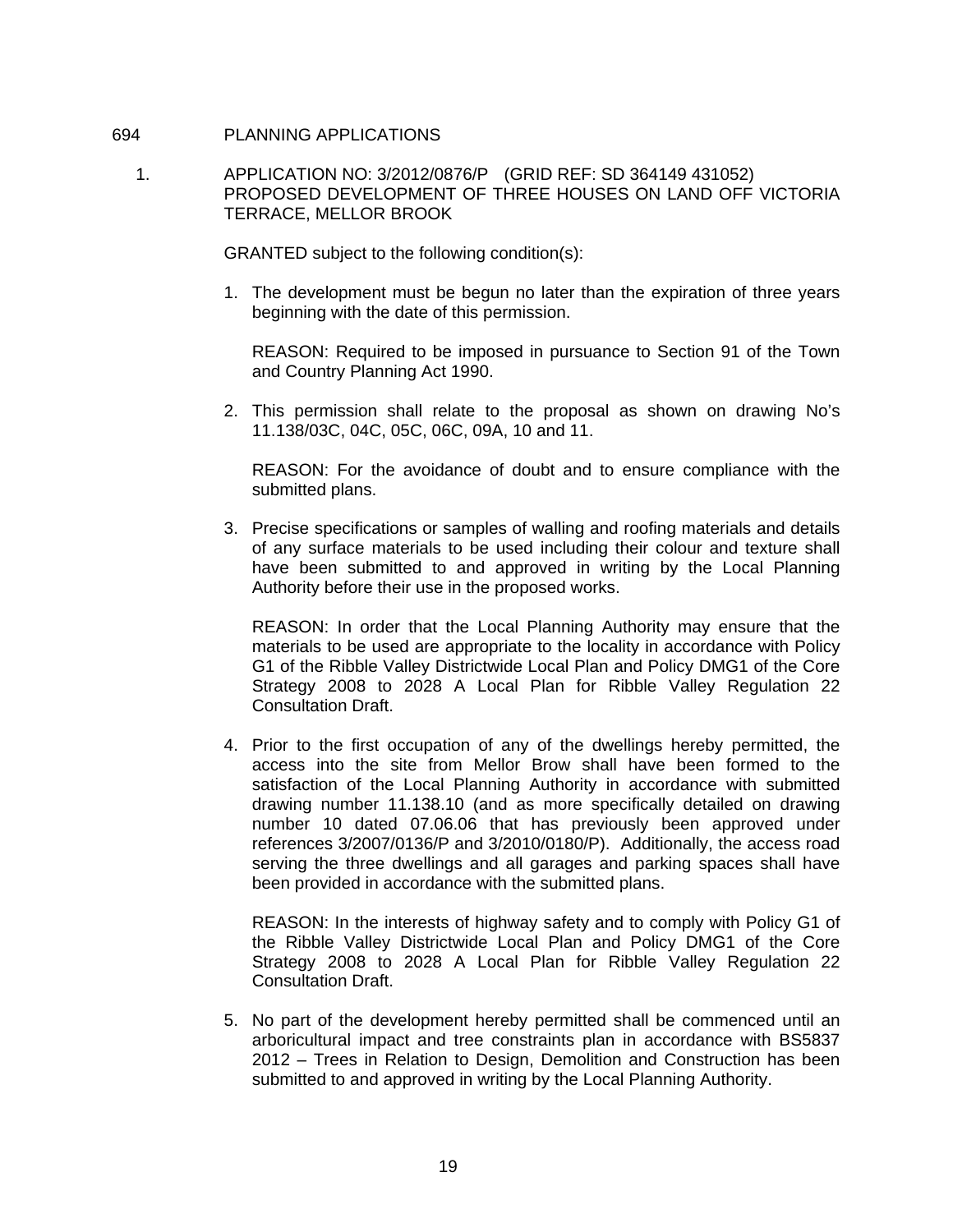694 PLANNING APPLICATIONS

1. APPLICATION NO: 3/2012/0876/P (GRID REF: SD 364149 431052)
   PROPOSED DEVELOPMENT OF THREE HOUSES ON LAND OFF VICTORIA TERRACE, MELLOR BROOK

   GRANTED subject to the following condition(s):

   1. The development must be begun no later than the expiration of three years beginning with the date of this permission.

      REASON: Required to be imposed in pursuance to Section 91 of the Town and Country Planning Act 1990.

   2. This permission shall relate to the proposal as shown on drawing No's 11.138/03C, 04C, 05C, 06C, 09A, 10 and 11.

      REASON: For the avoidance of doubt and to ensure compliance with the submitted plans.

   3. Precise specifications or samples of walling and roofing materials and details of any surface materials to be used including their colour and texture shall have been submitted to and approved in writing by the Local Planning Authority before their use in the proposed works.

      REASON: In order that the Local Planning Authority may ensure that the materials to be used are appropriate to the locality in accordance with Policy G1 of the Ribble Valley Districtwide Local Plan and Policy DMG1 of the Core Strategy 2008 to 2028 A Local Plan for Ribble Valley Regulation 22 Consultation Draft.

   4. Prior to the first occupation of any of the dwellings hereby permitted, the access into the site from Mellor Brow shall have been formed to the satisfaction of the Local Planning Authority in accordance with submitted drawing number 11.138.10 (and as more specifically detailed on drawing number 10 dated 07.06.06 that has previously been approved under references 3/2007/0136/P and 3/2010/0180/P). Additionally, the access road serving the three dwellings and all garages and parking spaces shall have been provided in accordance with the submitted plans.

      REASON: In the interests of highway safety and to comply with Policy G1 of the Ribble Valley Districtwide Local Plan and Policy DMG1 of the Core Strategy 2008 to 2028 A Local Plan for Ribble Valley Regulation 22 Consultation Draft.

   5. No part of the development hereby permitted shall be commenced until an arboricultural impact and tree constraints plan in accordance with BS5837 2012 – Trees in Relation to Design, Demolition and Construction has been submitted to and approved in writing by the Local Planning Authority.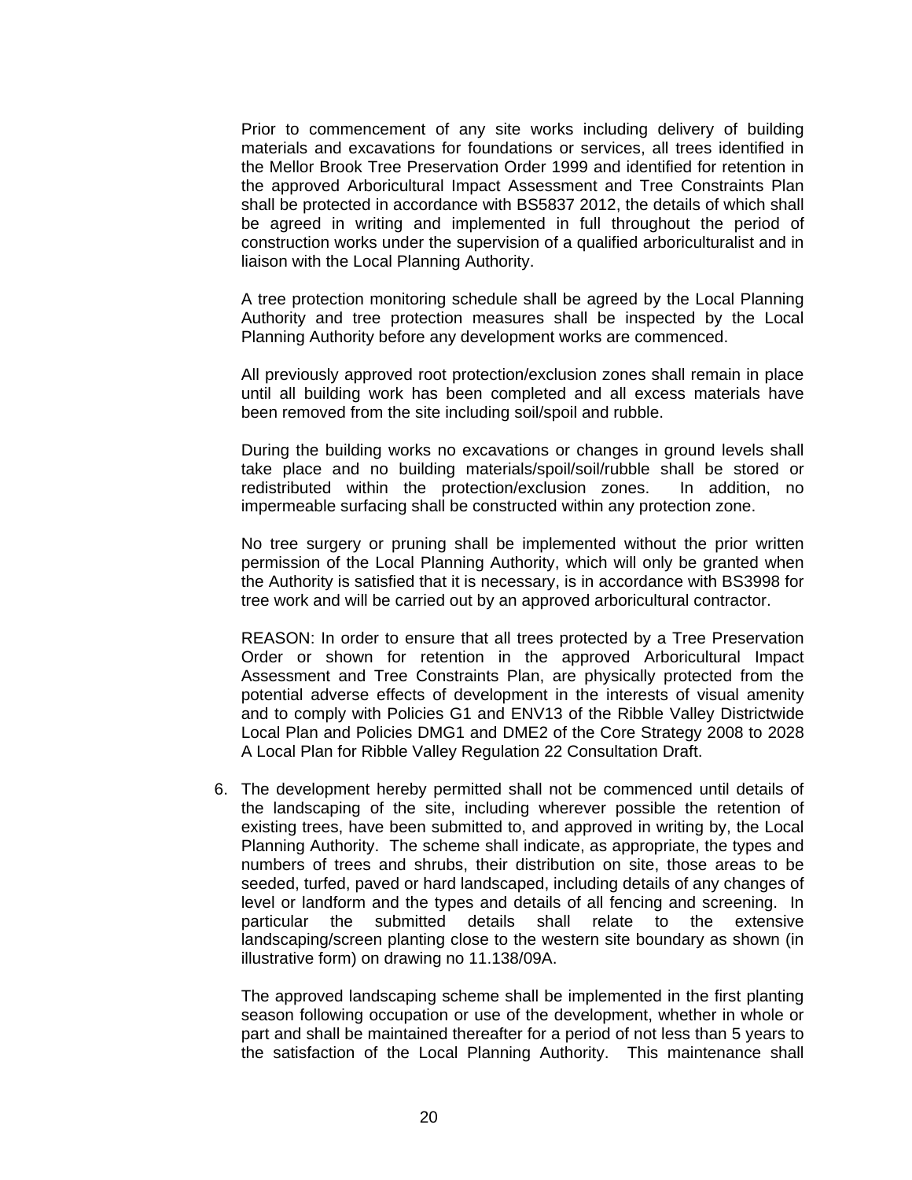Prior to commencement of any site works including delivery of building materials and excavations for foundations or services, all trees identified in the Mellor Brook Tree Preservation Order 1999 and identified for retention in the approved Arboricultural Impact Assessment and Tree Constraints Plan shall be protected in accordance with BS5837 2012, the details of which shall be agreed in writing and implemented in full throughout the period of construction works under the supervision of a qualified arboriculturalist and in liaison with the Local Planning Authority.

A tree protection monitoring schedule shall be agreed by the Local Planning Authority and tree protection measures shall be inspected by the Local Planning Authority before any development works are commenced.

All previously approved root protection/exclusion zones shall remain in place until all building work has been completed and all excess materials have been removed from the site including soil/spoil and rubble.

During the building works no excavations or changes in ground levels shall take place and no building materials/spoil/soil/rubble shall be stored or redistributed within the protection/exclusion zones. In addition, no impermeable surfacing shall be constructed within any protection zone.

No tree surgery or pruning shall be implemented without the prior written permission of the Local Planning Authority, which will only be granted when the Authority is satisfied that it is necessary, is in accordance with BS3998 for tree work and will be carried out by an approved arboricultural contractor.

REASON: In order to ensure that all trees protected by a Tree Preservation Order or shown for retention in the approved Arboricultural Impact Assessment and Tree Constraints Plan, are physically protected from the potential adverse effects of development in the interests of visual amenity and to comply with Policies G1 and ENV13 of the Ribble Valley Districtwide Local Plan and Policies DMG1 and DME2 of the Core Strategy 2008 to 2028 A Local Plan for Ribble Valley Regulation 22 Consultation Draft.

6. The development hereby permitted shall not be commenced until details of the landscaping of the site, including wherever possible the retention of existing trees, have been submitted to, and approved in writing by, the Local Planning Authority. The scheme shall indicate, as appropriate, the types and numbers of trees and shrubs, their distribution on site, those areas to be seeded, turfed, paved or hard landscaped, including details of any changes of level or landform and the types and details of all fencing and screening. In particular the submitted details shall relate to the extensive landscaping/screen planting close to the western site boundary as shown (in illustrative form) on drawing no 11.138/09A.

   The approved landscaping scheme shall be implemented in the first planting season following occupation or use of the development, whether in whole or part and shall be maintained thereafter for a period of not less than 5 years to the satisfaction of the Local Planning Authority. This maintenance shall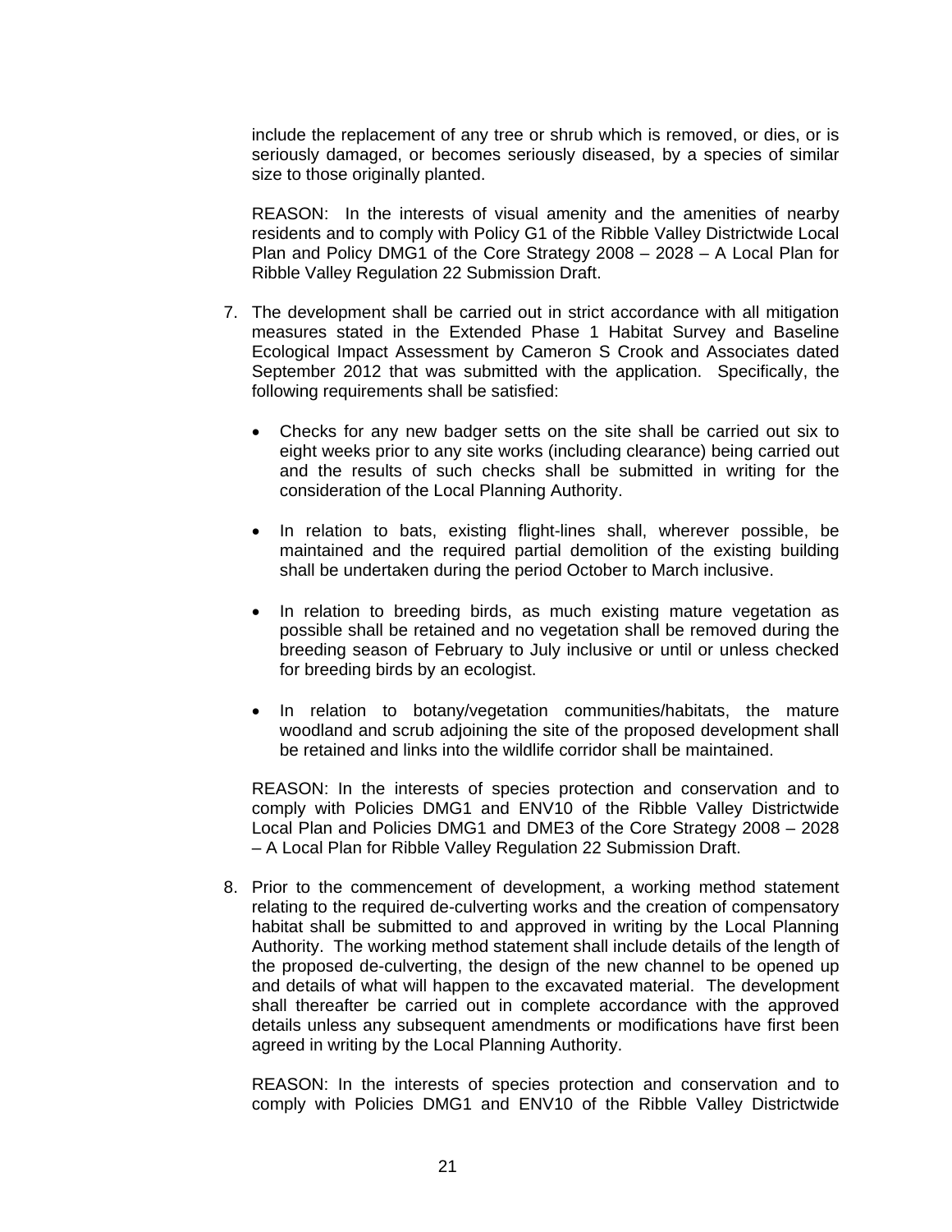include the replacement of any tree or shrub which is removed, or dies, or is seriously damaged, or becomes seriously diseased, by a species of similar size to those originally planted.

REASON: In the interests of visual amenity and the amenities of nearby residents and to comply with Policy G1 of the Ribble Valley Districtwide Local Plan and Policy DMG1 of the Core Strategy 2008 – 2028 – A Local Plan for Ribble Valley Regulation 22 Submission Draft.

7. The development shall be carried out in strict accordance with all mitigation measures stated in the Extended Phase 1 Habitat Survey and Baseline Ecological Impact Assessment by Cameron S Crook and Associates dated September 2012 that was submitted with the application. Specifically, the following requirements shall be satisfied:

   - Checks for any new badger setts on the site shall be carried out six to eight weeks prior to any site works (including clearance) being carried out and the results of such checks shall be submitted in writing for the consideration of the Local Planning Authority.

   - In relation to bats, existing flight-lines shall, wherever possible, be maintained and the required partial demolition of the existing building shall be undertaken during the period October to March inclusive.

   - In relation to breeding birds, as much existing mature vegetation as possible shall be retained and no vegetation shall be removed during the breeding season of February to July inclusive or until or unless checked for breeding birds by an ecologist.

   - In relation to botany/vegetation communities/habitats, the mature woodland and scrub adjoining the site of the proposed development shall be retained and links into the wildlife corridor shall be maintained.

   REASON: In the interests of species protection and conservation and to comply with Policies DMG1 and ENV10 of the Ribble Valley Districtwide Local Plan and Policies DMG1 and DME3 of the Core Strategy 2008 – 2028 – A Local Plan for Ribble Valley Regulation 22 Submission Draft.

8. Prior to the commencement of development, a working method statement relating to the required de-culverting works and the creation of compensatory habitat shall be submitted to and approved in writing by the Local Planning Authority. The working method statement shall include details of the length of the proposed de-culverting, the design of the new channel to be opened up and details of what will happen to the excavated material. The development shall thereafter be carried out in complete accordance with the approved details unless any subsequent amendments or modifications have first been agreed in writing by the Local Planning Authority.

   REASON: In the interests of species protection and conservation and to comply with Policies DMG1 and ENV10 of the Ribble Valley Districtwide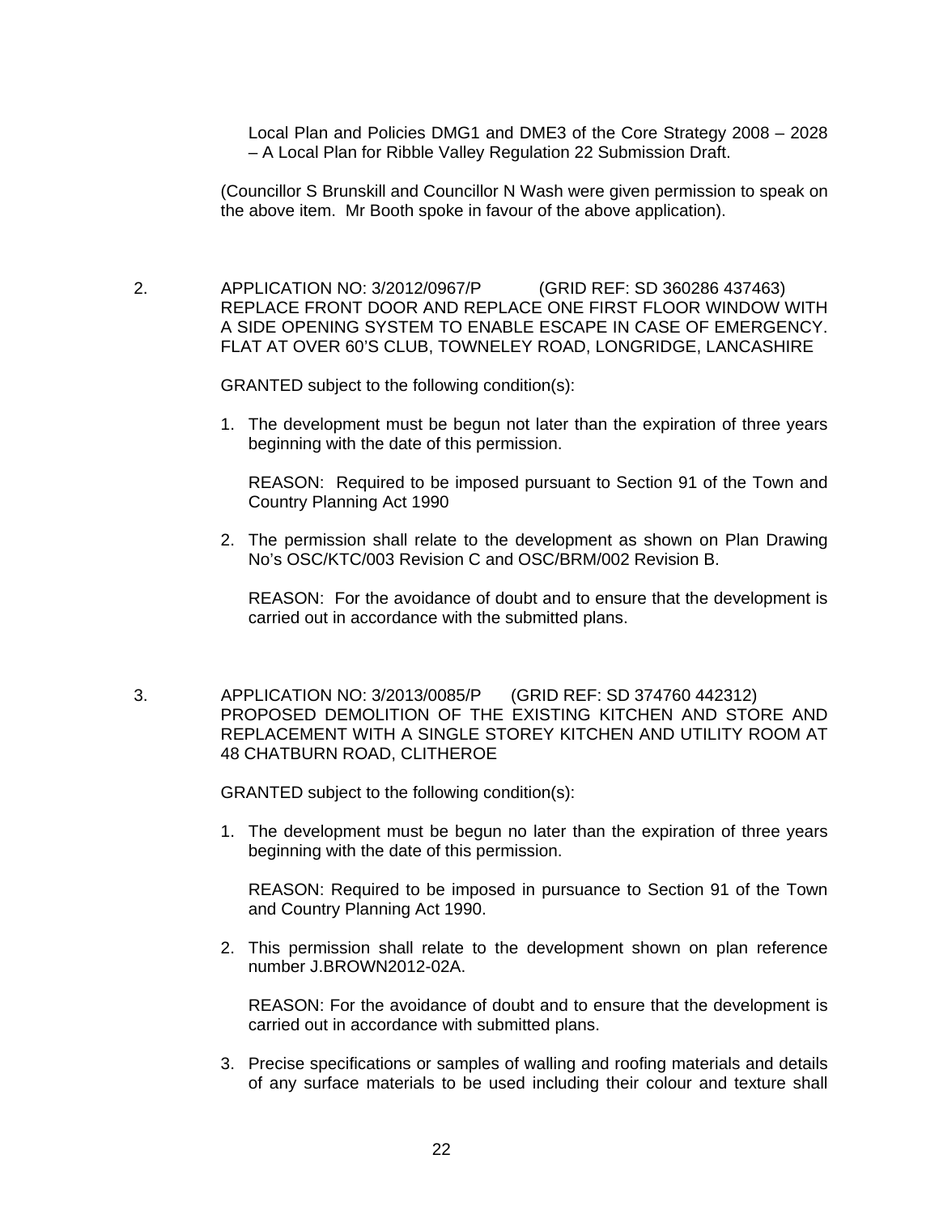Local Plan and Policies DMG1 and DME3 of the Core Strategy 2008 – 2028 – A Local Plan for Ribble Valley Regulation 22 Submission Draft.

(Councillor S Brunskill and Councillor N Wash were given permission to speak on the above item. Mr Booth spoke in favour of the above application).

2. APPLICATION NO: 3/2012/0967/P (GRID REF: SD 360286 437463)
REPLACE FRONT DOOR AND REPLACE ONE FIRST FLOOR WINDOW WITH A SIDE OPENING SYSTEM TO ENABLE ESCAPE IN CASE OF EMERGENCY. FLAT AT OVER 60'S CLUB, TOWNELEY ROAD, LONGRIDGE, LANCASHIRE

GRANTED subject to the following condition(s):

1. The development must be begun not later than the expiration of three years beginning with the date of this permission.

   REASON: Required to be imposed pursuant to Section 91 of the Town and Country Planning Act 1990

2. The permission shall relate to the development as shown on Plan Drawing No's OSC/KTC/003 Revision C and OSC/BRM/002 Revision B.

   REASON: For the avoidance of doubt and to ensure that the development is carried out in accordance with the submitted plans.

3. APPLICATION NO: 3/2013/0085/P (GRID REF: SD 374760 442312)
PROPOSED DEMOLITION OF THE EXISTING KITCHEN AND STORE AND REPLACEMENT WITH A SINGLE STOREY KITCHEN AND UTILITY ROOM AT 48 CHATBURN ROAD, CLITHEROE

GRANTED subject to the following condition(s):

1. The development must be begun no later than the expiration of three years beginning with the date of this permission.

   REASON: Required to be imposed in pursuance to Section 91 of the Town and Country Planning Act 1990.

2. This permission shall relate to the development shown on plan reference number J.BROWN2012-02A.

   REASON: For the avoidance of doubt and to ensure that the development is carried out in accordance with submitted plans.

3. Precise specifications or samples of walling and roofing materials and details of any surface materials to be used including their colour and texture shall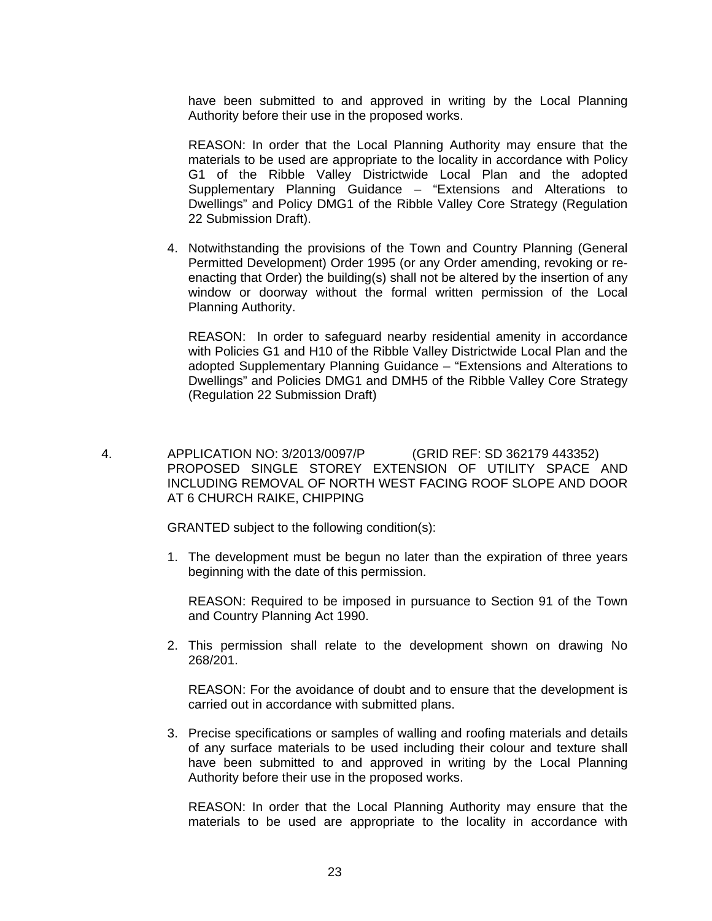have been submitted to and approved in writing by the Local Planning Authority before their use in the proposed works.

REASON: In order that the Local Planning Authority may ensure that the materials to be used are appropriate to the locality in accordance with Policy G1 of the Ribble Valley Districtwide Local Plan and the adopted Supplementary Planning Guidance – "Extensions and Alterations to Dwellings" and Policy DMG1 of the Ribble Valley Core Strategy (Regulation 22 Submission Draft).

4. Notwithstanding the provisions of the Town and Country Planning (General Permitted Development) Order 1995 (or any Order amending, revoking or re-enacting that Order) the building(s) shall not be altered by the insertion of any window or doorway without the formal written permission of the Local Planning Authority.

   REASON: In order to safeguard nearby residential amenity in accordance with Policies G1 and H10 of the Ribble Valley Districtwide Local Plan and the adopted Supplementary Planning Guidance – "Extensions and Alterations to Dwellings" and Policies DMG1 and DMH5 of the Ribble Valley Core Strategy (Regulation 22 Submission Draft)

4. APPLICATION NO: 3/2013/0097/P (GRID REF: SD 362179 443352) PROPOSED SINGLE STOREY EXTENSION OF UTILITY SPACE AND INCLUDING REMOVAL OF NORTH WEST FACING ROOF SLOPE AND DOOR AT 6 CHURCH RAIKE, CHIPPING

GRANTED subject to the following condition(s):

1. The development must be begun no later than the expiration of three years beginning with the date of this permission.

   REASON: Required to be imposed in pursuance to Section 91 of the Town and Country Planning Act 1990.

2. This permission shall relate to the development shown on drawing No 268/201.

   REASON: For the avoidance of doubt and to ensure that the development is carried out in accordance with submitted plans.

3. Precise specifications or samples of walling and roofing materials and details of any surface materials to be used including their colour and texture shall have been submitted to and approved in writing by the Local Planning Authority before their use in the proposed works.

   REASON: In order that the Local Planning Authority may ensure that the materials to be used are appropriate to the locality in accordance with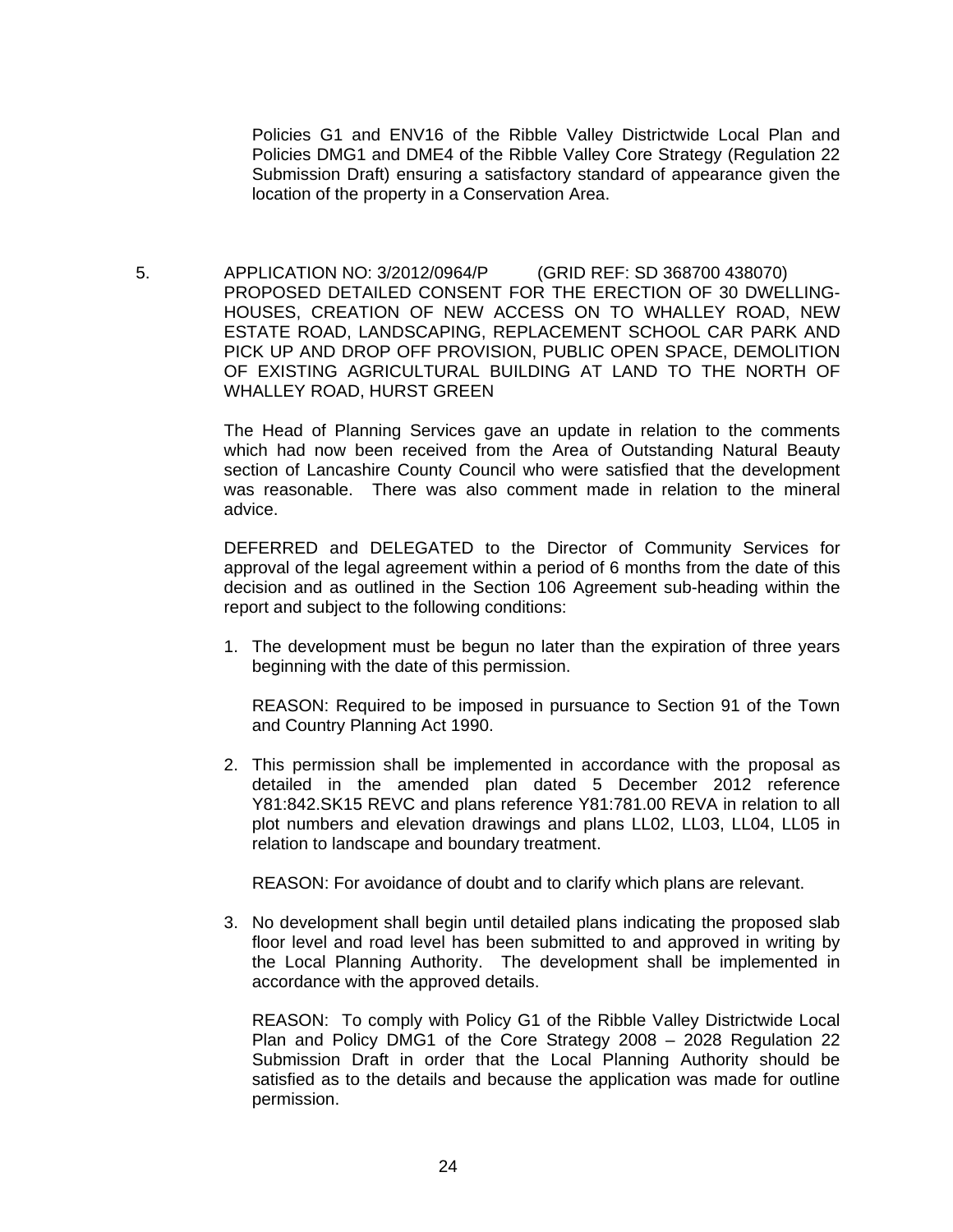Policies G1 and ENV16 of the Ribble Valley Districtwide Local Plan and Policies DMG1 and DME4 of the Ribble Valley Core Strategy (Regulation 22 Submission Draft) ensuring a satisfactory standard of appearance given the location of the property in a Conservation Area.

5. APPLICATION NO: 3/2012/0964/P (GRID REF: SD 368700 438070)
PROPOSED DETAILED CONSENT FOR THE ERECTION OF 30 DWELLING-HOUSES, CREATION OF NEW ACCESS ON TO WHALLEY ROAD, NEW ESTATE ROAD, LANDSCAPING, REPLACEMENT SCHOOL CAR PARK AND PICK UP AND DROP OFF PROVISION, PUBLIC OPEN SPACE, DEMOLITION OF EXISTING AGRICULTURAL BUILDING AT LAND TO THE NORTH OF WHALLEY ROAD, HURST GREEN

The Head of Planning Services gave an update in relation to the comments which had now been received from the Area of Outstanding Natural Beauty section of Lancashire County Council who were satisfied that the development was reasonable. There was also comment made in relation to the mineral advice.

DEFERRED and DELEGATED to the Director of Community Services for approval of the legal agreement within a period of 6 months from the date of this decision and as outlined in the Section 106 Agreement sub-heading within the report and subject to the following conditions:

1. The development must be begun no later than the expiration of three years beginning with the date of this permission.

   REASON: Required to be imposed in pursuance to Section 91 of the Town and Country Planning Act 1990.

2. This permission shall be implemented in accordance with the proposal as detailed in the amended plan dated 5 December 2012 reference Y81:842.SK15 REVC and plans reference Y81:781.00 REVA in relation to all plot numbers and elevation drawings and plans LL02, LL03, LL04, LL05 in relation to landscape and boundary treatment.

   REASON: For avoidance of doubt and to clarify which plans are relevant.

3. No development shall begin until detailed plans indicating the proposed slab floor level and road level has been submitted to and approved in writing by the Local Planning Authority. The development shall be implemented in accordance with the approved details.

   REASON: To comply with Policy G1 of the Ribble Valley Districtwide Local Plan and Policy DMG1 of the Core Strategy 2008 – 2028 Regulation 22 Submission Draft in order that the Local Planning Authority should be satisfied as to the details and because the application was made for outline permission.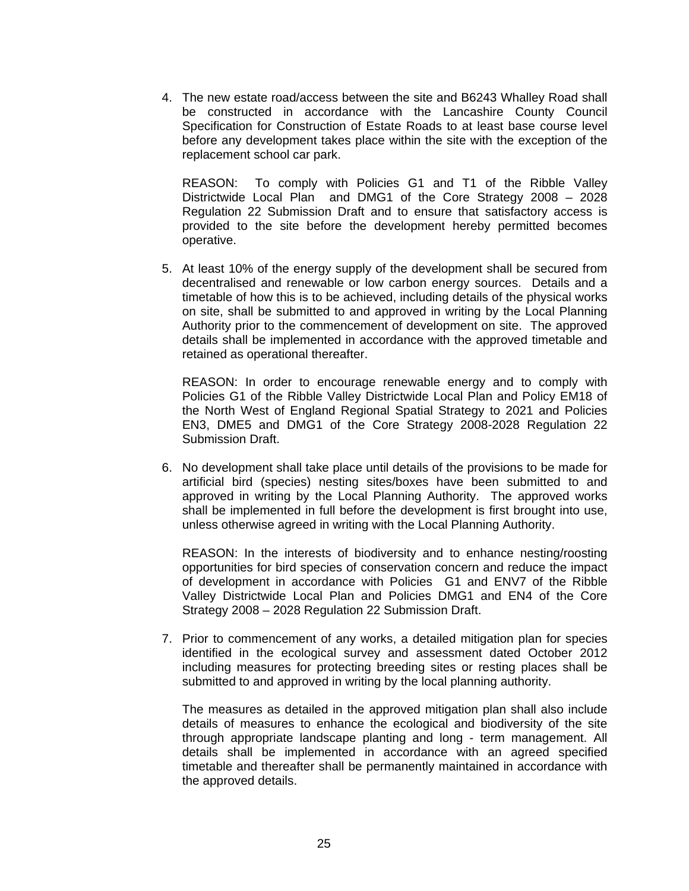4. The new estate road/access between the site and B6243 Whalley Road shall be constructed in accordance with the Lancashire County Council Specification for Construction of Estate Roads to at least base course level before any development takes place within the site with the exception of the replacement school car park.

   REASON: To comply with Policies G1 and T1 of the Ribble Valley Districtwide Local Plan and DMG1 of the Core Strategy 2008 – 2028 Regulation 22 Submission Draft and to ensure that satisfactory access is provided to the site before the development hereby permitted becomes operative.

5. At least 10% of the energy supply of the development shall be secured from decentralised and renewable or low carbon energy sources. Details and a timetable of how this is to be achieved, including details of the physical works on site, shall be submitted to and approved in writing by the Local Planning Authority prior to the commencement of development on site. The approved details shall be implemented in accordance with the approved timetable and retained as operational thereafter.

   REASON: In order to encourage renewable energy and to comply with Policies G1 of the Ribble Valley Districtwide Local Plan and Policy EM18 of the North West of England Regional Spatial Strategy to 2021 and Policies EN3, DME5 and DMG1 of the Core Strategy 2008-2028 Regulation 22 Submission Draft.

6. No development shall take place until details of the provisions to be made for artificial bird (species) nesting sites/boxes have been submitted to and approved in writing by the Local Planning Authority. The approved works shall be implemented in full before the development is first brought into use, unless otherwise agreed in writing with the Local Planning Authority.

   REASON: In the interests of biodiversity and to enhance nesting/roosting opportunities for bird species of conservation concern and reduce the impact of development in accordance with Policies G1 and ENV7 of the Ribble Valley Districtwide Local Plan and Policies DMG1 and EN4 of the Core Strategy 2008 – 2028 Regulation 22 Submission Draft.

7. Prior to commencement of any works, a detailed mitigation plan for species identified in the ecological survey and assessment dated October 2012 including measures for protecting breeding sites or resting places shall be submitted to and approved in writing by the local planning authority.

   The measures as detailed in the approved mitigation plan shall also include details of measures to enhance the ecological and biodiversity of the site through appropriate landscape planting and long - term management. All details shall be implemented in accordance with an agreed specified timetable and thereafter shall be permanently maintained in accordance with the approved details.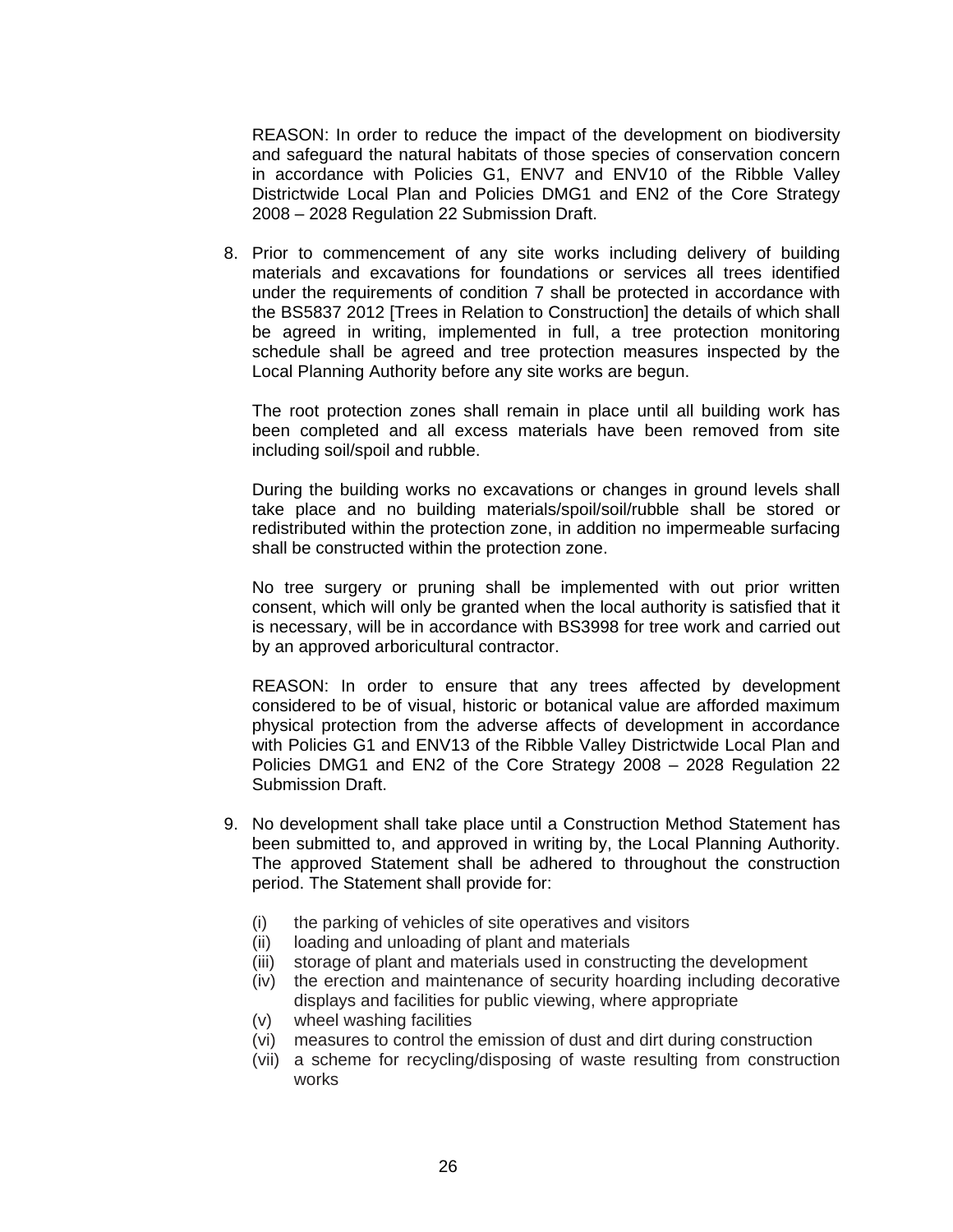REASON: In order to reduce the impact of the development on biodiversity and safeguard the natural habitats of those species of conservation concern in accordance with Policies G1, ENV7 and ENV10 of the Ribble Valley Districtwide Local Plan and Policies DMG1 and EN2 of the Core Strategy 2008 – 2028 Regulation 22 Submission Draft.

8. Prior to commencement of any site works including delivery of building materials and excavations for foundations or services all trees identified under the requirements of condition 7 shall be protected in accordance with the BS5837 2012 [Trees in Relation to Construction] the details of which shall be agreed in writing, implemented in full, a tree protection monitoring schedule shall be agreed and tree protection measures inspected by the Local Planning Authority before any site works are begun.

   The root protection zones shall remain in place until all building work has been completed and all excess materials have been removed from site including soil/spoil and rubble.

   During the building works no excavations or changes in ground levels shall take place and no building materials/spoil/soil/rubble shall be stored or redistributed within the protection zone, in addition no impermeable surfacing shall be constructed within the protection zone.

   No tree surgery or pruning shall be implemented with out prior written consent, which will only be granted when the local authority is satisfied that it is necessary, will be in accordance with BS3998 for tree work and carried out by an approved arboricultural contractor.

   REASON: In order to ensure that any trees affected by development considered to be of visual, historic or botanical value are afforded maximum physical protection from the adverse affects of development in accordance with Policies G1 and ENV13 of the Ribble Valley Districtwide Local Plan and Policies DMG1 and EN2 of the Core Strategy 2008 – 2028 Regulation 22 Submission Draft.

9. No development shall take place until a Construction Method Statement has been submitted to, and approved in writing by, the Local Planning Authority. The approved Statement shall be adhered to throughout the construction period. The Statement shall provide for:

   (i) the parking of vehicles of site operatives and visitors
   (ii) loading and unloading of plant and materials
   (iii) storage of plant and materials used in constructing the development
   (iv) the erection and maintenance of security hoarding including decorative displays and facilities for public viewing, where appropriate
   (v) wheel washing facilities
   (vi) measures to control the emission of dust and dirt during construction
   (vii) a scheme for recycling/disposing of waste resulting from construction works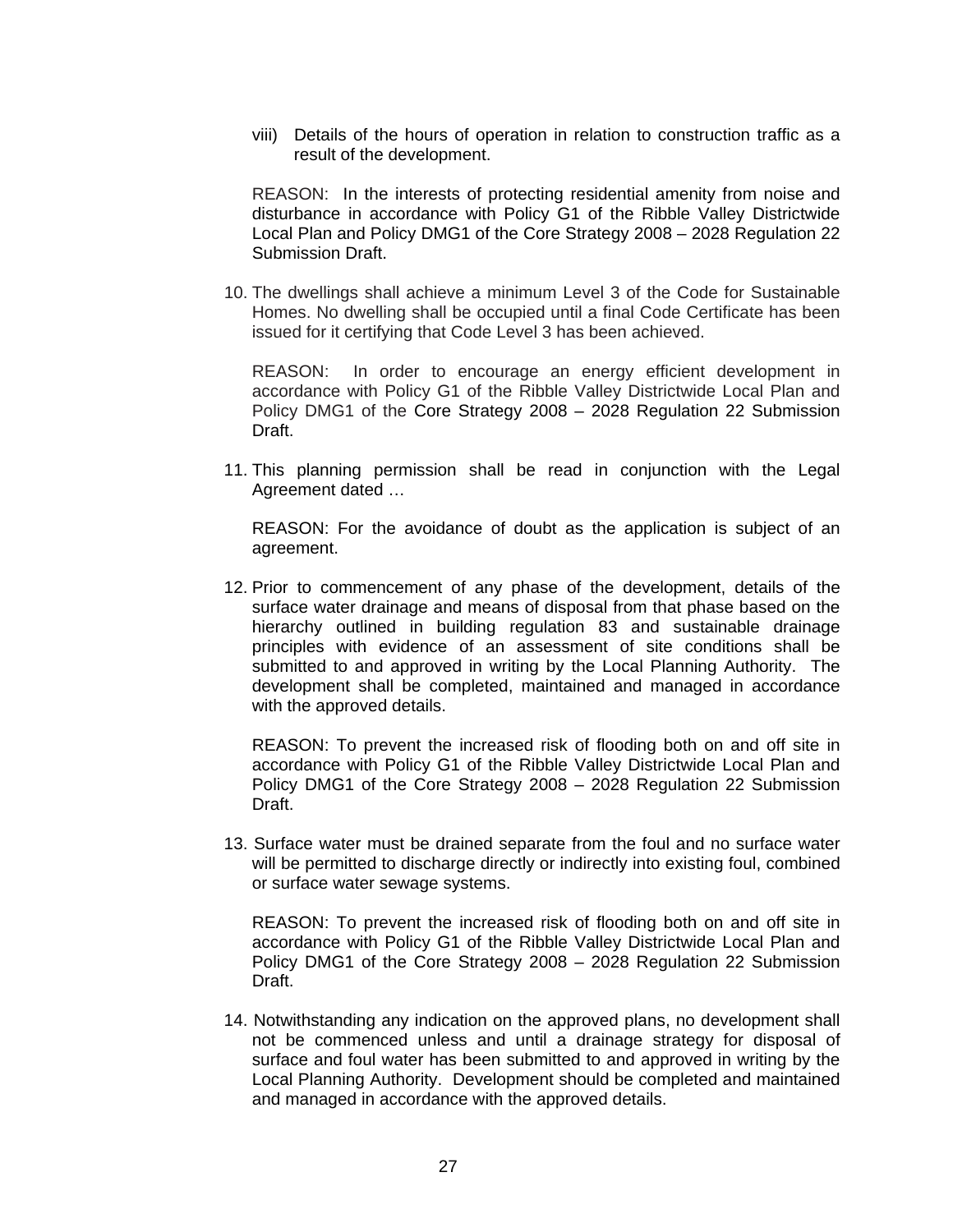viii) Details of the hours of operation in relation to construction traffic as a result of the development.

REASON: In the interests of protecting residential amenity from noise and disturbance in accordance with Policy G1 of the Ribble Valley Districtwide Local Plan and Policy DMG1 of the Core Strategy 2008 – 2028 Regulation 22 Submission Draft.

10. The dwellings shall achieve a minimum Level 3 of the Code for Sustainable Homes. No dwelling shall be occupied until a final Code Certificate has been issued for it certifying that Code Level 3 has been achieved.

    REASON: In order to encourage an energy efficient development in accordance with Policy G1 of the Ribble Valley Districtwide Local Plan and Policy DMG1 of the Core Strategy 2008 – 2028 Regulation 22 Submission Draft.

11. This planning permission shall be read in conjunction with the Legal Agreement dated …

    REASON: For the avoidance of doubt as the application is subject of an agreement.

12. Prior to commencement of any phase of the development, details of the surface water drainage and means of disposal from that phase based on the hierarchy outlined in building regulation 83 and sustainable drainage principles with evidence of an assessment of site conditions shall be submitted to and approved in writing by the Local Planning Authority. The development shall be completed, maintained and managed in accordance with the approved details.

    REASON: To prevent the increased risk of flooding both on and off site in accordance with Policy G1 of the Ribble Valley Districtwide Local Plan and Policy DMG1 of the Core Strategy 2008 – 2028 Regulation 22 Submission Draft.

13. Surface water must be drained separate from the foul and no surface water will be permitted to discharge directly or indirectly into existing foul, combined or surface water sewage systems.

    REASON: To prevent the increased risk of flooding both on and off site in accordance with Policy G1 of the Ribble Valley Districtwide Local Plan and Policy DMG1 of the Core Strategy 2008 – 2028 Regulation 22 Submission Draft.

14. Notwithstanding any indication on the approved plans, no development shall not be commenced unless and until a drainage strategy for disposal of surface and foul water has been submitted to and approved in writing by the Local Planning Authority. Development should be completed and maintained and managed in accordance with the approved details.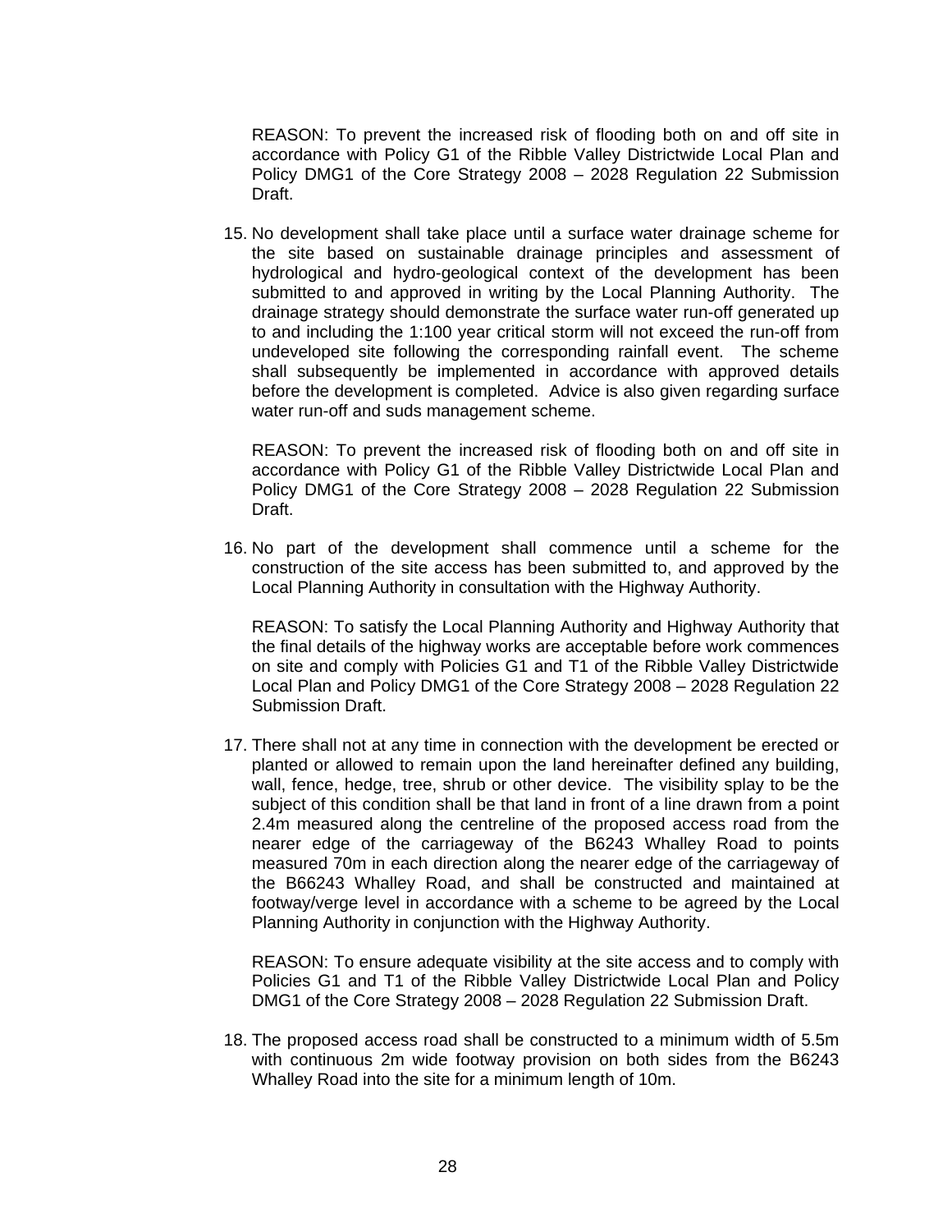REASON: To prevent the increased risk of flooding both on and off site in accordance with Policy G1 of the Ribble Valley Districtwide Local Plan and Policy DMG1 of the Core Strategy 2008 – 2028 Regulation 22 Submission Draft.

15. No development shall take place until a surface water drainage scheme for the site based on sustainable drainage principles and assessment of hydrological and hydro-geological context of the development has been submitted to and approved in writing by the Local Planning Authority. The drainage strategy should demonstrate the surface water run-off generated up to and including the 1:100 year critical storm will not exceed the run-off from undeveloped site following the corresponding rainfall event. The scheme shall subsequently be implemented in accordance with approved details before the development is completed. Advice is also given regarding surface water run-off and suds management scheme.

    REASON: To prevent the increased risk of flooding both on and off site in accordance with Policy G1 of the Ribble Valley Districtwide Local Plan and Policy DMG1 of the Core Strategy 2008 – 2028 Regulation 22 Submission Draft.

16. No part of the development shall commence until a scheme for the construction of the site access has been submitted to, and approved by the Local Planning Authority in consultation with the Highway Authority.

    REASON: To satisfy the Local Planning Authority and Highway Authority that the final details of the highway works are acceptable before work commences on site and comply with Policies G1 and T1 of the Ribble Valley Districtwide Local Plan and Policy DMG1 of the Core Strategy 2008 – 2028 Regulation 22 Submission Draft.

17. There shall not at any time in connection with the development be erected or planted or allowed to remain upon the land hereinafter defined any building, wall, fence, hedge, tree, shrub or other device. The visibility splay to be the subject of this condition shall be that land in front of a line drawn from a point 2.4m measured along the centreline of the proposed access road from the nearer edge of the carriageway of the B6243 Whalley Road to points measured 70m in each direction along the nearer edge of the carriageway of the B66243 Whalley Road, and shall be constructed and maintained at footway/verge level in accordance with a scheme to be agreed by the Local Planning Authority in conjunction with the Highway Authority.

    REASON: To ensure adequate visibility at the site access and to comply with Policies G1 and T1 of the Ribble Valley Districtwide Local Plan and Policy DMG1 of the Core Strategy 2008 – 2028 Regulation 22 Submission Draft.

18. The proposed access road shall be constructed to a minimum width of 5.5m with continuous 2m wide footway provision on both sides from the B6243 Whalley Road into the site for a minimum length of 10m.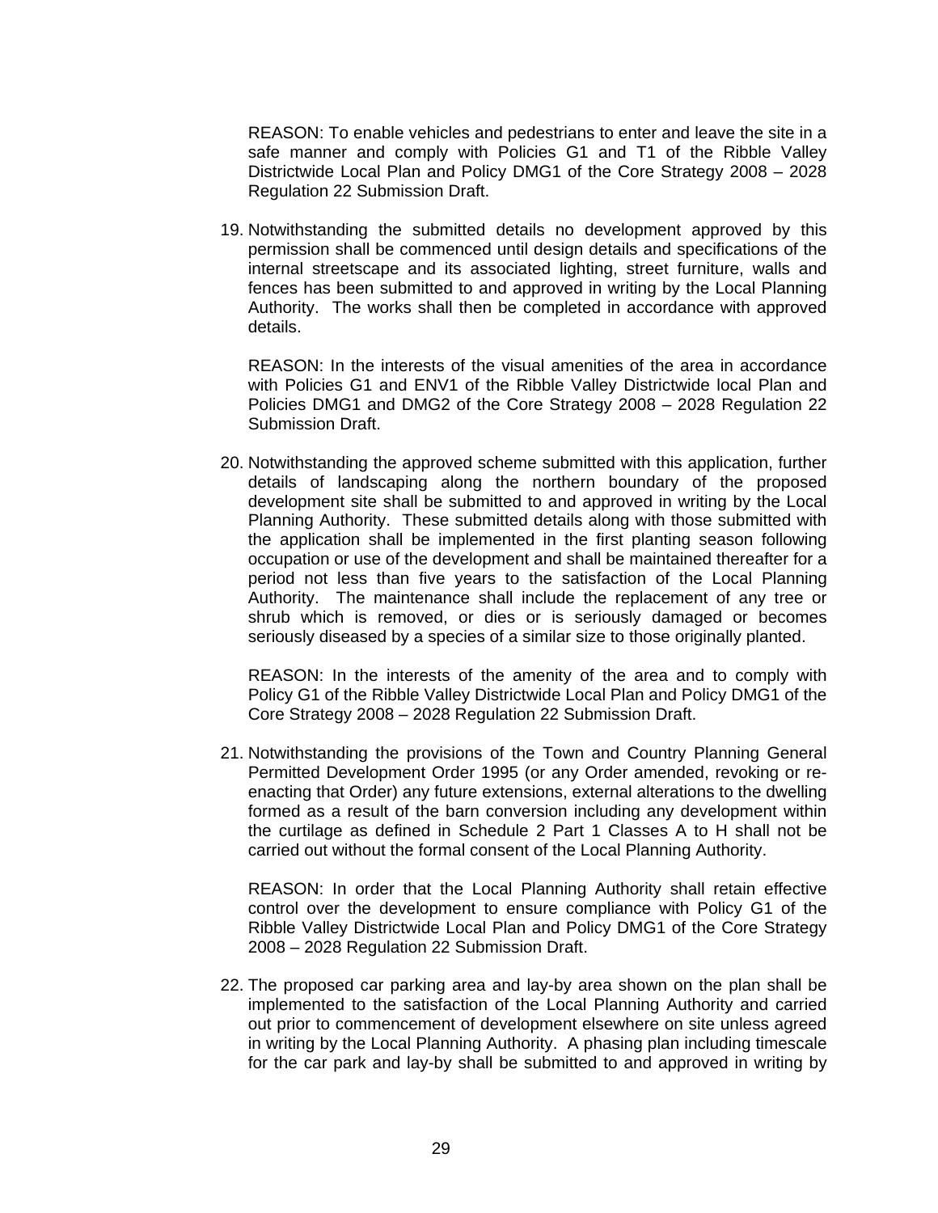REASON: To enable vehicles and pedestrians to enter and leave the site in a safe manner and comply with Policies G1 and T1 of the Ribble Valley Districtwide Local Plan and Policy DMG1 of the Core Strategy 2008 – 2028 Regulation 22 Submission Draft.

19. Notwithstanding the submitted details no development approved by this permission shall be commenced until design details and specifications of the internal streetscape and its associated lighting, street furniture, walls and fences has been submitted to and approved in writing by the Local Planning Authority. The works shall then be completed in accordance with approved details.

    REASON: In the interests of the visual amenities of the area in accordance with Policies G1 and ENV1 of the Ribble Valley Districtwide local Plan and Policies DMG1 and DMG2 of the Core Strategy 2008 – 2028 Regulation 22 Submission Draft.

20. Notwithstanding the approved scheme submitted with this application, further details of landscaping along the northern boundary of the proposed development site shall be submitted to and approved in writing by the Local Planning Authority. These submitted details along with those submitted with the application shall be implemented in the first planting season following occupation or use of the development and shall be maintained thereafter for a period not less than five years to the satisfaction of the Local Planning Authority. The maintenance shall include the replacement of any tree or shrub which is removed, or dies or is seriously damaged or becomes seriously diseased by a species of a similar size to those originally planted.

    REASON: In the interests of the amenity of the area and to comply with Policy G1 of the Ribble Valley Districtwide Local Plan and Policy DMG1 of the Core Strategy 2008 – 2028 Regulation 22 Submission Draft.

21. Notwithstanding the provisions of the Town and Country Planning General Permitted Development Order 1995 (or any Order amended, revoking or re-enacting that Order) any future extensions, external alterations to the dwelling formed as a result of the barn conversion including any development within the curtilage as defined in Schedule 2 Part 1 Classes A to H shall not be carried out without the formal consent of the Local Planning Authority.

    REASON: In order that the Local Planning Authority shall retain effective control over the development to ensure compliance with Policy G1 of the Ribble Valley Districtwide Local Plan and Policy DMG1 of the Core Strategy 2008 – 2028 Regulation 22 Submission Draft.

22. The proposed car parking area and lay-by area shown on the plan shall be implemented to the satisfaction of the Local Planning Authority and carried out prior to commencement of development elsewhere on site unless agreed in writing by the Local Planning Authority. A phasing plan including timescale for the car park and lay-by shall be submitted to and approved in writing by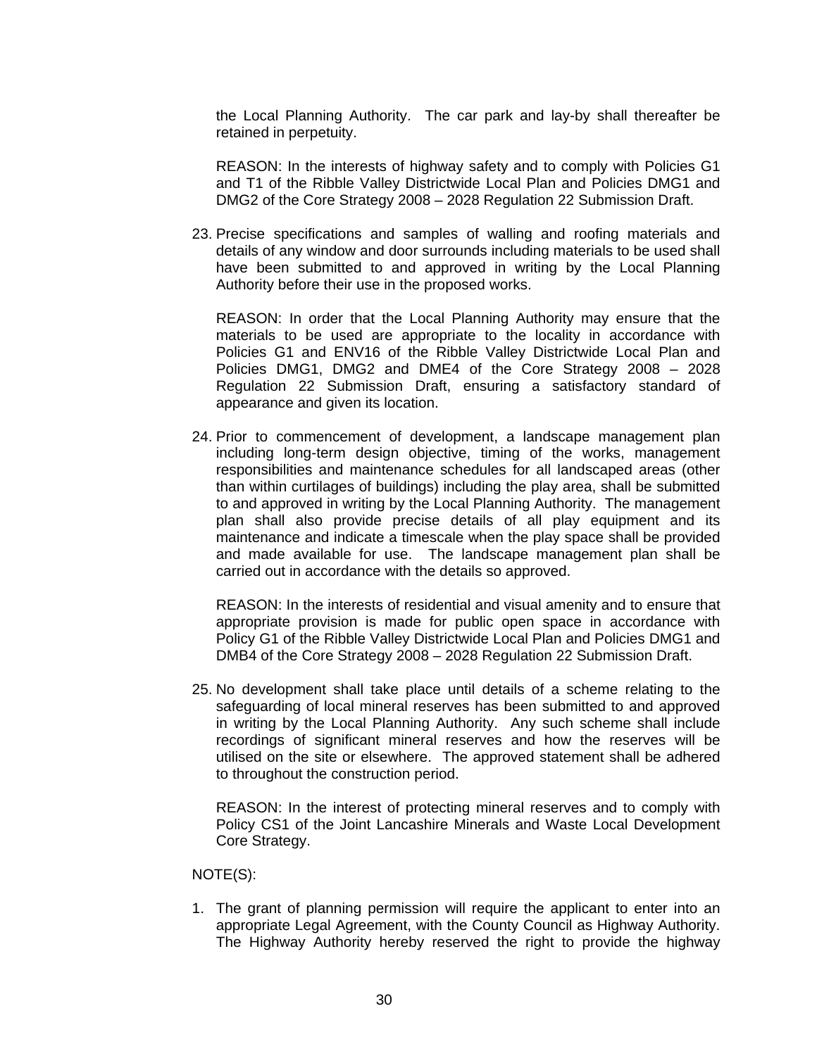the Local Planning Authority. The car park and lay-by shall thereafter be retained in perpetuity.

REASON: In the interests of highway safety and to comply with Policies G1 and T1 of the Ribble Valley Districtwide Local Plan and Policies DMG1 and DMG2 of the Core Strategy 2008 – 2028 Regulation 22 Submission Draft.

23. Precise specifications and samples of walling and roofing materials and details of any window and door surrounds including materials to be used shall have been submitted to and approved in writing by the Local Planning Authority before their use in the proposed works.

    REASON: In order that the Local Planning Authority may ensure that the materials to be used are appropriate to the locality in accordance with Policies G1 and ENV16 of the Ribble Valley Districtwide Local Plan and Policies DMG1, DMG2 and DME4 of the Core Strategy 2008 – 2028 Regulation 22 Submission Draft, ensuring a satisfactory standard of appearance and given its location.

24. Prior to commencement of development, a landscape management plan including long-term design objective, timing of the works, management responsibilities and maintenance schedules for all landscaped areas (other than within curtilages of buildings) including the play area, shall be submitted to and approved in writing by the Local Planning Authority. The management plan shall also provide precise details of all play equipment and its maintenance and indicate a timescale when the play space shall be provided and made available for use. The landscape management plan shall be carried out in accordance with the details so approved.

    REASON: In the interests of residential and visual amenity and to ensure that appropriate provision is made for public open space in accordance with Policy G1 of the Ribble Valley Districtwide Local Plan and Policies DMG1 and DMB4 of the Core Strategy 2008 – 2028 Regulation 22 Submission Draft.

25. No development shall take place until details of a scheme relating to the safeguarding of local mineral reserves has been submitted to and approved in writing by the Local Planning Authority. Any such scheme shall include recordings of significant mineral reserves and how the reserves will be utilised on the site or elsewhere. The approved statement shall be adhered to throughout the construction period.

    REASON: In the interest of protecting mineral reserves and to comply with Policy CS1 of the Joint Lancashire Minerals and Waste Local Development Core Strategy.

NOTE(S):

1. The grant of planning permission will require the applicant to enter into an appropriate Legal Agreement, with the County Council as Highway Authority. The Highway Authority hereby reserved the right to provide the highway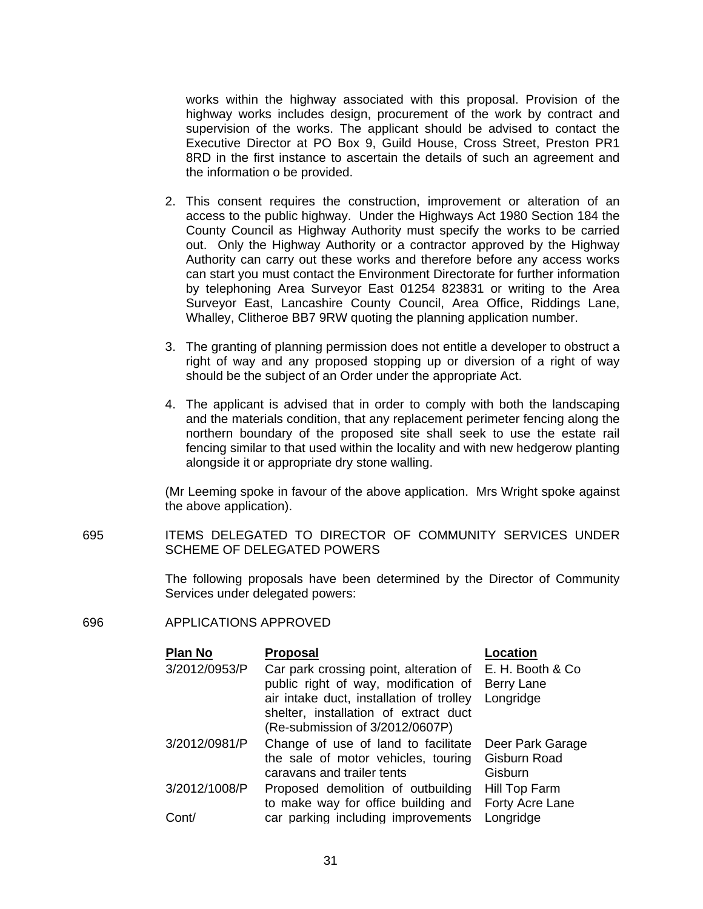works within the highway associated with this proposal. Provision of the highway works includes design, procurement of the work by contract and supervision of the works. The applicant should be advised to contact the Executive Director at PO Box 9, Guild House, Cross Street, Preston PR1 8RD in the first instance to ascertain the details of such an agreement and the information o be provided.

2. This consent requires the construction, improvement or alteration of an access to the public highway. Under the Highways Act 1980 Section 184 the County Council as Highway Authority must specify the works to be carried out. Only the Highway Authority or a contractor approved by the Highway Authority can carry out these works and therefore before any access works can start you must contact the Environment Directorate for further information by telephoning Area Surveyor East 01254 823831 or writing to the Area Surveyor East, Lancashire County Council, Area Office, Riddings Lane, Whalley, Clitheroe BB7 9RW quoting the planning application number.

3. The granting of planning permission does not entitle a developer to obstruct a right of way and any proposed stopping up or diversion of a right of way should be the subject of an Order under the appropriate Act.

4. The applicant is advised that in order to comply with both the landscaping and the materials condition, that any replacement perimeter fencing along the northern boundary of the proposed site shall seek to use the estate rail fencing similar to that used within the locality and with new hedgerow planting alongside it or appropriate dry stone walling.

(Mr Leeming spoke in favour of the above application. Mrs Wright spoke against the above application).

695 ITEMS DELEGATED TO DIRECTOR OF COMMUNITY SERVICES UNDER SCHEME OF DELEGATED POWERS

The following proposals have been determined by the Director of Community Services under delegated powers:

696 APPLICATIONS APPROVED

| Plan No | Proposal | Location |
|---|---|---|
| 3/2012/0953/P | Car park crossing point, alteration of public right of way, modification of air intake duct, installation of trolley shelter, installation of extract duct (Re-submission of 3/2012/0607P) | E. H. Booth & Co Berry Lane Longridge |
| 3/2012/0981/P | Change of use of land to facilitate the sale of motor vehicles, touring caravans and trailer tents | Deer Park Garage Gisburn Road Gisburn |
| 3/2012/1008/P Cont/ | Proposed demolition of outbuilding to make way for office building and car parking including improvements | Hill Top Farm Forty Acre Lane Longridge |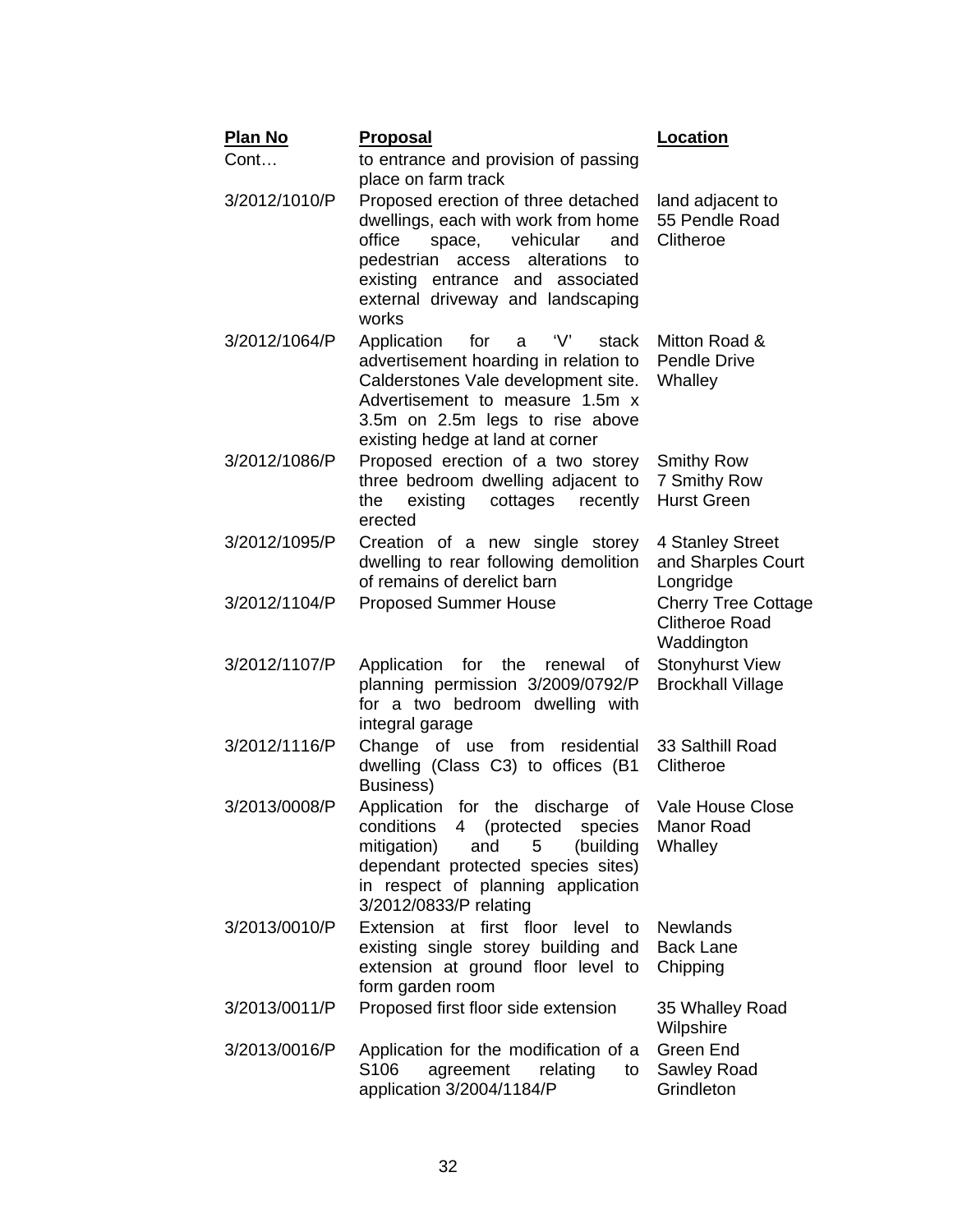| Plan No | Proposal | Location |
|---|---|---|
| Cont… | to entrance and provision of passing place on farm track | |
| 3/2012/1010/P | Proposed erection of three detached dwellings, each with work from home office space, vehicular and pedestrian access alterations to existing entrance and associated external driveway and landscaping works | land adjacent to 55 Pendle Road Clitheroe |
| 3/2012/1064/P | Application for a 'V' stack advertisement hoarding in relation to Calderstones Vale development site. Advertisement to measure 1.5m x 3.5m on 2.5m legs to rise above existing hedge at land at corner | Mitton Road & Pendle Drive Whalley |
| 3/2012/1086/P | Proposed erection of a two storey three bedroom dwelling adjacent to the existing cottages recently erected | Smithy Row 7 Smithy Row Hurst Green |
| 3/2012/1095/P | Creation of a new single storey dwelling to rear following demolition of remains of derelict barn | 4 Stanley Street and Sharples Court Longridge |
| 3/2012/1104/P | Proposed Summer House | Cherry Tree Cottage Clitheroe Road Waddington |
| 3/2012/1107/P | Application for the renewal of planning permission 3/2009/0792/P for a two bedroom dwelling with integral garage | Stonyhurst View Brockhall Village |
| 3/2012/1116/P | Change of use from residential dwelling (Class C3) to offices (B1 Business) | 33 Salthill Road Clitheroe |
| 3/2013/0008/P | Application for the discharge of conditions 4 (protected species mitigation) and 5 (building dependant protected species sites) in respect of planning application 3/2012/0833/P relating | Vale House Close Manor Road Whalley |
| 3/2013/0010/P | Extension at first floor level to existing single storey building and extension at ground floor level to form garden room | Newlands Back Lane Chipping |
| 3/2013/0011/P | Proposed first floor side extension | 35 Whalley Road Wilpshire |
| 3/2013/0016/P | Application for the modification of a S106 agreement relating to application 3/2004/1184/P | Green End Sawley Road Grindleton |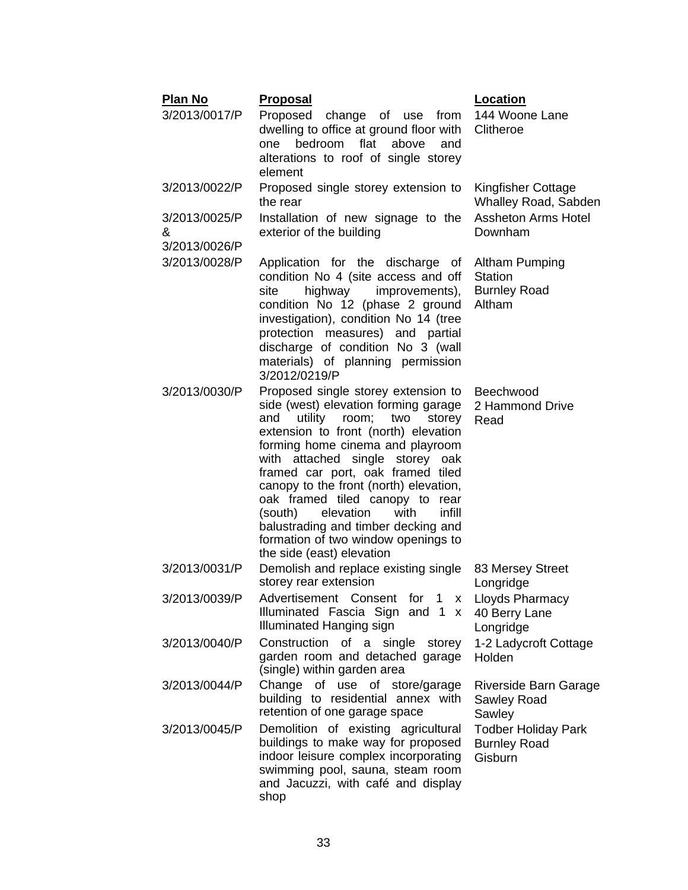| Plan No | Proposal | Location |
|---|---|---|
| 3/2013/0017/P | Proposed change of use from dwelling to office at ground floor with one bedroom flat above and alterations to roof of single storey element | 144 Woone Lane Clitheroe |
| 3/2013/0022/P | Proposed single storey extension to the rear | Kingfisher Cottage Whalley Road, Sabden |
| 3/2013/0025/P & 3/2013/0026/P | Installation of new signage to the exterior of the building | Assheton Arms Hotel Downham |
| 3/2013/0028/P | Application for the discharge of condition No 4 (site access and off site highway improvements), condition No 12 (phase 2 ground investigation), condition No 14 (tree protection measures) and partial discharge of condition No 3 (wall materials) of planning permission 3/2012/0219/P | Altham Pumping Station Burnley Road Altham |
| 3/2013/0030/P | Proposed single storey extension to side (west) elevation forming garage and utility room; two storey extension to front (north) elevation forming home cinema and playroom with attached single storey oak framed car port, oak framed tiled canopy to the front (north) elevation, oak framed tiled canopy to rear (south) elevation with infill balustrading and timber decking and formation of two window openings to the side (east) elevation | Beechwood 2 Hammond Drive Read |
| 3/2013/0031/P | Demolish and replace existing single storey rear extension | 83 Mersey Street Longridge |
| 3/2013/0039/P | Advertisement Consent for 1 x Illuminated Fascia Sign and 1 x Illuminated Hanging sign | Lloyds Pharmacy 40 Berry Lane Longridge |
| 3/2013/0040/P | Construction of a single storey garden room and detached garage (single) within garden area | 1-2 Ladycroft Cottage Holden |
| 3/2013/0044/P | Change of use of store/garage building to residential annex with retention of one garage space | Riverside Barn Garage Sawley Road Sawley |
| 3/2013/0045/P | Demolition of existing agricultural buildings to make way for proposed indoor leisure complex incorporating swimming pool, sauna, steam room and Jacuzzi, with café and display shop | Todber Holiday Park Burnley Road Gisburn |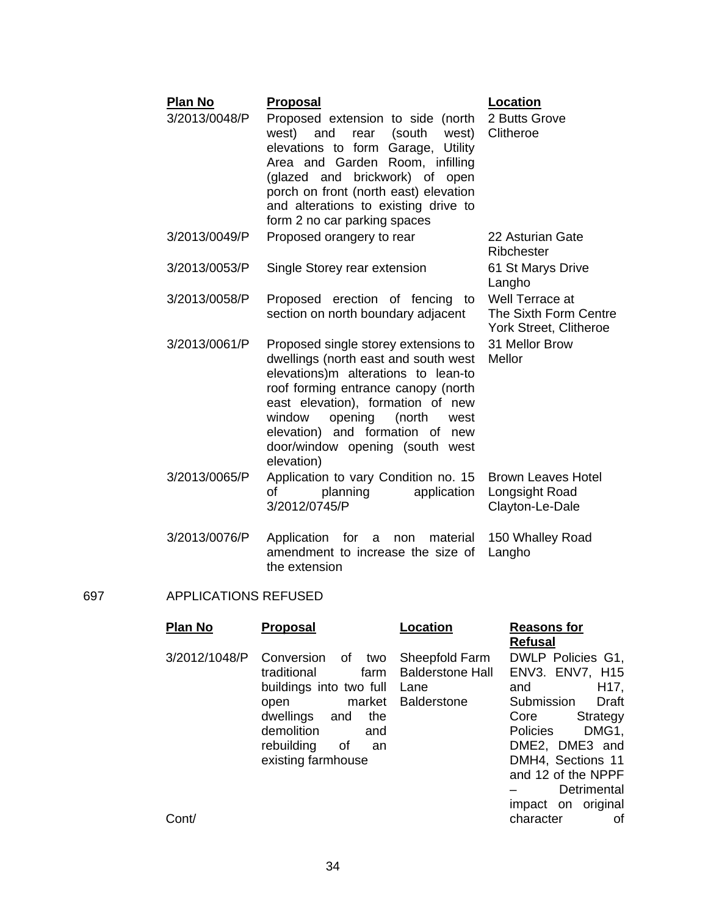| Plan No | Proposal | Location |
|---|---|---|
| 3/2013/0048/P | Proposed extension to side (north west) and rear (south west) elevations to form Garage, Utility Area and Garden Room, infilling (glazed and brickwork) of open porch on front (north east) elevation and alterations to existing drive to form 2 no car parking spaces | 2 Butts Grove Clitheroe |
| 3/2013/0049/P | Proposed orangery to rear | 22 Asturian Gate Ribchester |
| 3/2013/0053/P | Single Storey rear extension | 61 St Marys Drive Langho |
| 3/2013/0058/P | Proposed erection of fencing to section on north boundary adjacent | Well Terrace at The Sixth Form Centre York Street, Clitheroe |
| 3/2013/0061/P | Proposed single storey extensions to dwellings (north east and south west elevations)m alterations to lean-to roof forming entrance canopy (north east elevation), formation of new window opening (north west elevation) and formation of new door/window opening (south west elevation) | 31 Mellor Brow Mellor |
| 3/2013/0065/P | Application to vary Condition no. 15 of planning application 3/2012/0745/P | Brown Leaves Hotel Longsight Road Clayton-Le-Dale |
| 3/2013/0076/P | Application for a non material amendment to increase the size of the extension | 150 Whalley Road Langho |

697 APPLICATIONS REFUSED

| Plan No | Proposal | Location | Reasons for Refusal |
|---|---|---|---|
| 3/2012/1048/P | Conversion of two traditional farm buildings into two full open market dwellings and the demolition and rebuilding of an existing farmhouse | Sheepfold Farm Balderstone Hall Lane Balderstone | DWLP Policies G1, ENV3. ENV7, H15 and H17, Submission Draft Core Strategy Policies DMG1, DME2, DME3 and DMH4, Sections 11 and 12 of the NPPF – Detrimental impact on original character of |

Cont/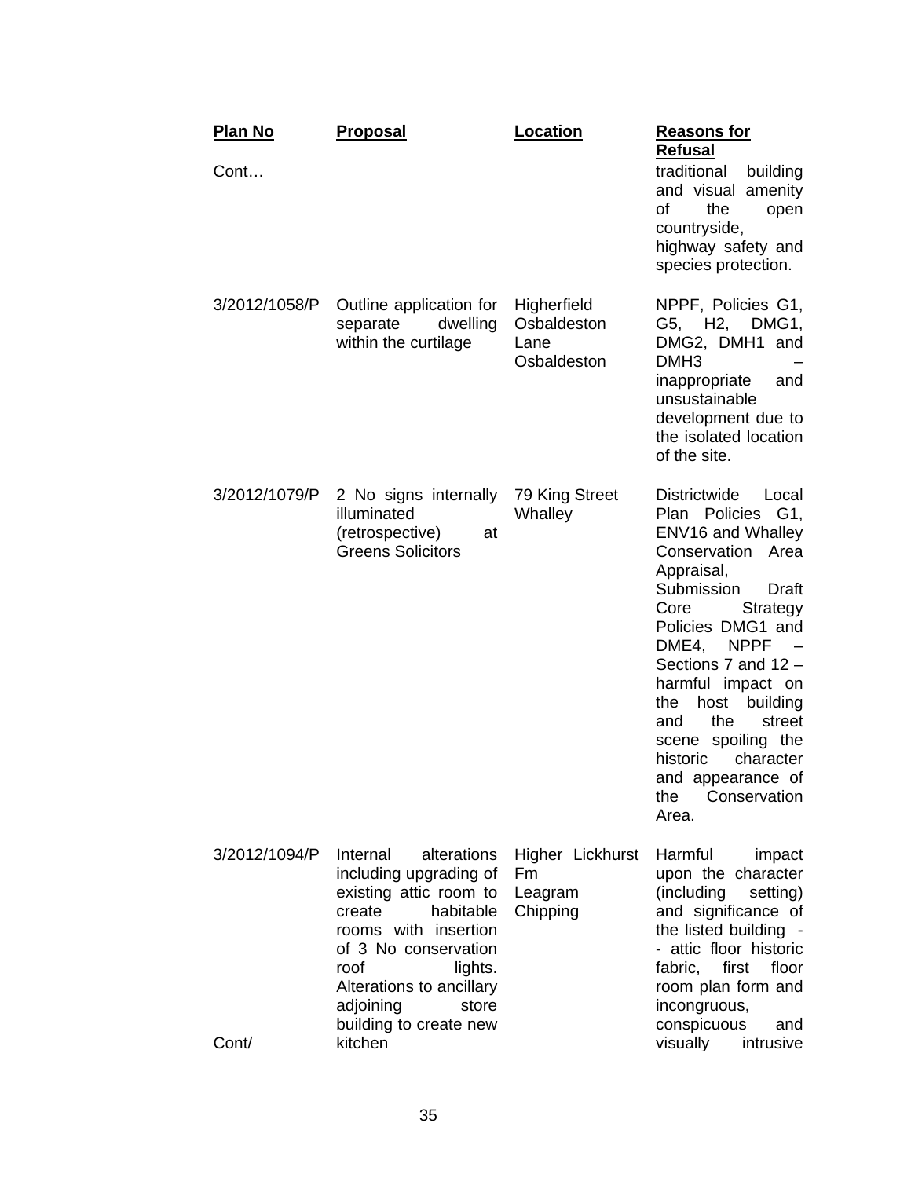| Plan No | Proposal | Location | Reasons for Refusal |
| --- | --- | --- | --- |
| Cont… | | | traditional building and visual amenity of the open countryside, highway safety and species protection. |
| 3/2012/1058/P | Outline application for separate dwelling within the curtilage | Higherfield Osbaldeston Lane Osbaldeston | NPPF, Policies G1, G5, H2, DMG1, DMG2, DMH1 and DMH3 – inappropriate and unsustainable development due to the isolated location of the site. |
| 3/2012/1079/P | 2 No signs internally illuminated (retrospective) at Greens Solicitors | 79 King Street Whalley | Districtwide Local Plan Policies G1, ENV16 and Whalley Conservation Area Appraisal, Submission Draft Core Strategy Policies DMG1 and DME4, NPPF – Sections 7 and 12 – harmful impact on the host building and the street scene spoiling the historic character and appearance of the Conservation Area. |
| 3/2012/1094/P | Internal alterations including upgrading of existing attic room to create habitable rooms with insertion of 3 No conservation roof lights. Alterations to ancillary adjoining store building to create new kitchen | Higher Lickhurst Fm Leagram Chipping | Harmful impact upon the character (including setting) and significance of the listed building - - attic floor historic fabric, first floor room plan form and incongruous, conspicuous and visually intrusive |
| Cont/ | | | |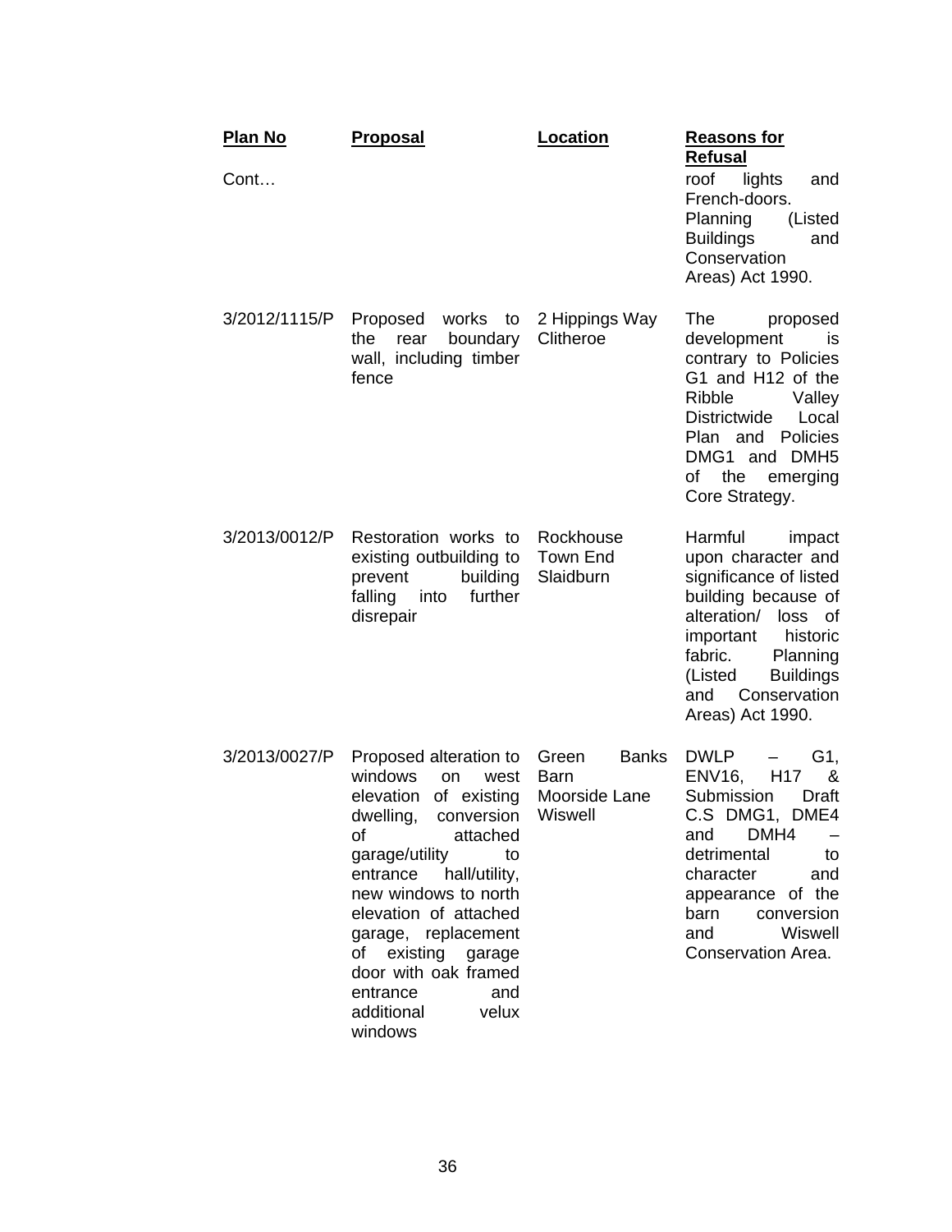| Plan No | Proposal | Location | Reasons for Refusal |
|---|---|---|---|
| Cont… | | | roof lights and French-doors. Planning (Listed Buildings and Conservation Areas) Act 1990. |
| 3/2012/1115/P | Proposed works to the rear boundary wall, including timber fence | 2 Hippings Way Clitheroe | The proposed development is contrary to Policies G1 and H12 of the Ribble Valley Districtwide Local Plan and Policies DMG1 and DMH5 of the emerging Core Strategy. |
| 3/2013/0012/P | Restoration works to existing outbuilding to prevent building falling into further disrepair | Rockhouse Town End Slaidburn | Harmful impact upon character and significance of listed building because of alteration/ loss of important historic fabric. Planning (Listed Buildings and Conservation Areas) Act 1990. |
| 3/2013/0027/P | Proposed alteration to windows on west elevation of existing dwelling, conversion of attached garage/utility to entrance hall/utility, new windows to north elevation of attached garage, replacement of existing garage door with oak framed entrance and additional velux windows | Green Banks Barn Moorside Lane Wiswell | DWLP – G1, ENV16, H17 & Submission Draft C.S DMG1, DME4 and DMH4 – detrimental to character and appearance of the barn conversion and Wiswell Conservation Area. |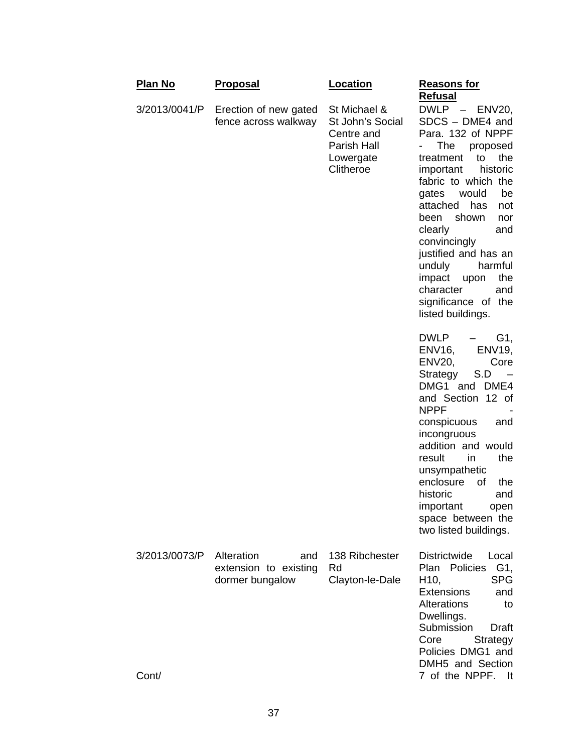| Plan No | Proposal | Location | Reasons for Refusal |
|---|---|---|---|
| 3/2013/0041/P | Erection of new gated fence across walkway | St Michael & St John's Social Centre and Parish Hall Lowergate Clitheroe | DWLP – ENV20, SDCS – DME4 and Para. 132 of NPPF - The proposed treatment to the important historic fabric to which the gates would be attached has not been shown nor clearly and convincingly justified and has an unduly harmful impact upon the character and significance of the listed buildings.<br><br>DWLP – G1, ENV16, ENV19, ENV20, Core Strategy S.D – DMG1 and DME4 and Section 12 of NPPF - conspicuous and incongruous addition and would result in the unsympathetic enclosure of the historic and important open space between the two listed buildings. |
| 3/2013/0073/P | Alteration and extension to existing dormer bungalow | 138 Ribchester Rd Clayton-le-Dale | Districtwide Local Plan Policies G1, H10, SPG Extensions and Alterations to Dwellings. Submission Draft Core Strategy Policies DMG1 and DMH5 and Section 7 of the NPPF. It |

Cont/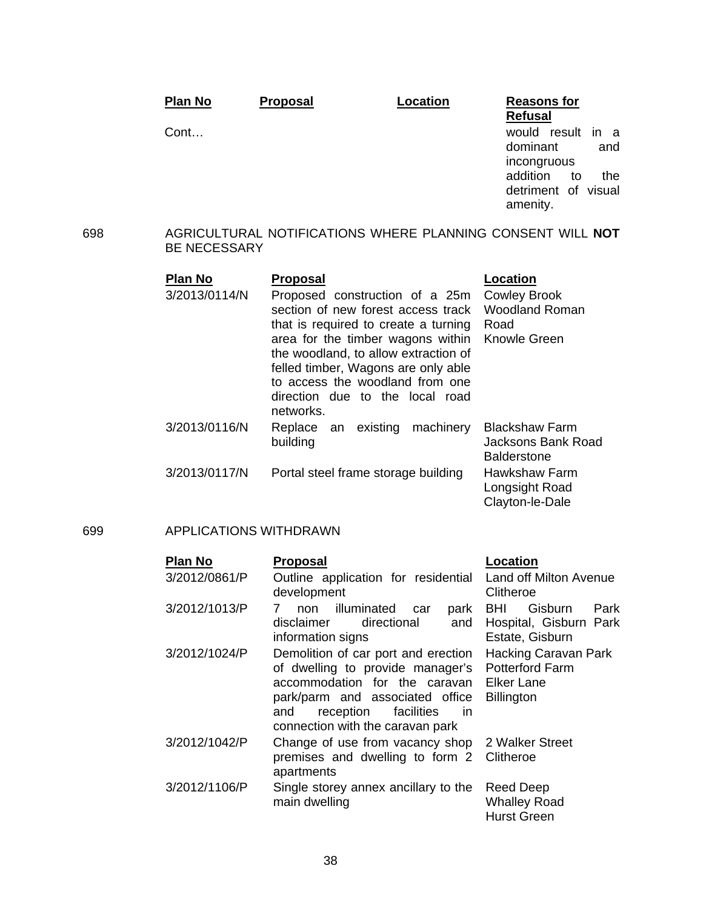| Plan No | Proposal | Location | Reasons for Refusal |
|---|---|---|---|
| Cont… | | | would result in a dominant and incongruous addition to the detriment of visual amenity. |

698 AGRICULTURAL NOTIFICATIONS WHERE PLANNING CONSENT WILL **NOT** BE NECESSARY

| Plan No | Proposal | Location |
|---|---|---|
| 3/2013/0114/N | Proposed construction of a 25m section of new forest access track that is required to create a turning area for the timber wagons within the woodland, to allow extraction of felled timber, Wagons are only able to access the woodland from one direction due to the local road networks. | Cowley Brook Woodland Roman Road Knowle Green |
| 3/2013/0116/N | Replace an existing machinery building | Blackshaw Farm Jacksons Bank Road Balderstone |
| 3/2013/0117/N | Portal steel frame storage building | Hawkshaw Farm Longsight Road Clayton-le-Dale |

699 APPLICATIONS WITHDRAWN

| Plan No | Proposal | Location |
|---|---|---|
| 3/2012/0861/P | Outline application for residential development | Land off Milton Avenue Clitheroe |
| 3/2012/1013/P | 7 non illuminated car park disclaimer directional and information signs | BHI Gisburn Park Hospital, Gisburn Park Estate, Gisburn |
| 3/2012/1024/P | Demolition of car port and erection of dwelling to provide manager's accommodation for the caravan park/parm and associated office and reception facilities in connection with the caravan park | Hacking Caravan Park Potterford Farm Elker Lane Billington |
| 3/2012/1042/P | Change of use from vacancy shop premises and dwelling to form 2 apartments | 2 Walker Street Clitheroe |
| 3/2012/1106/P | Single storey annex ancillary to the main dwelling | Reed Deep Whalley Road Hurst Green |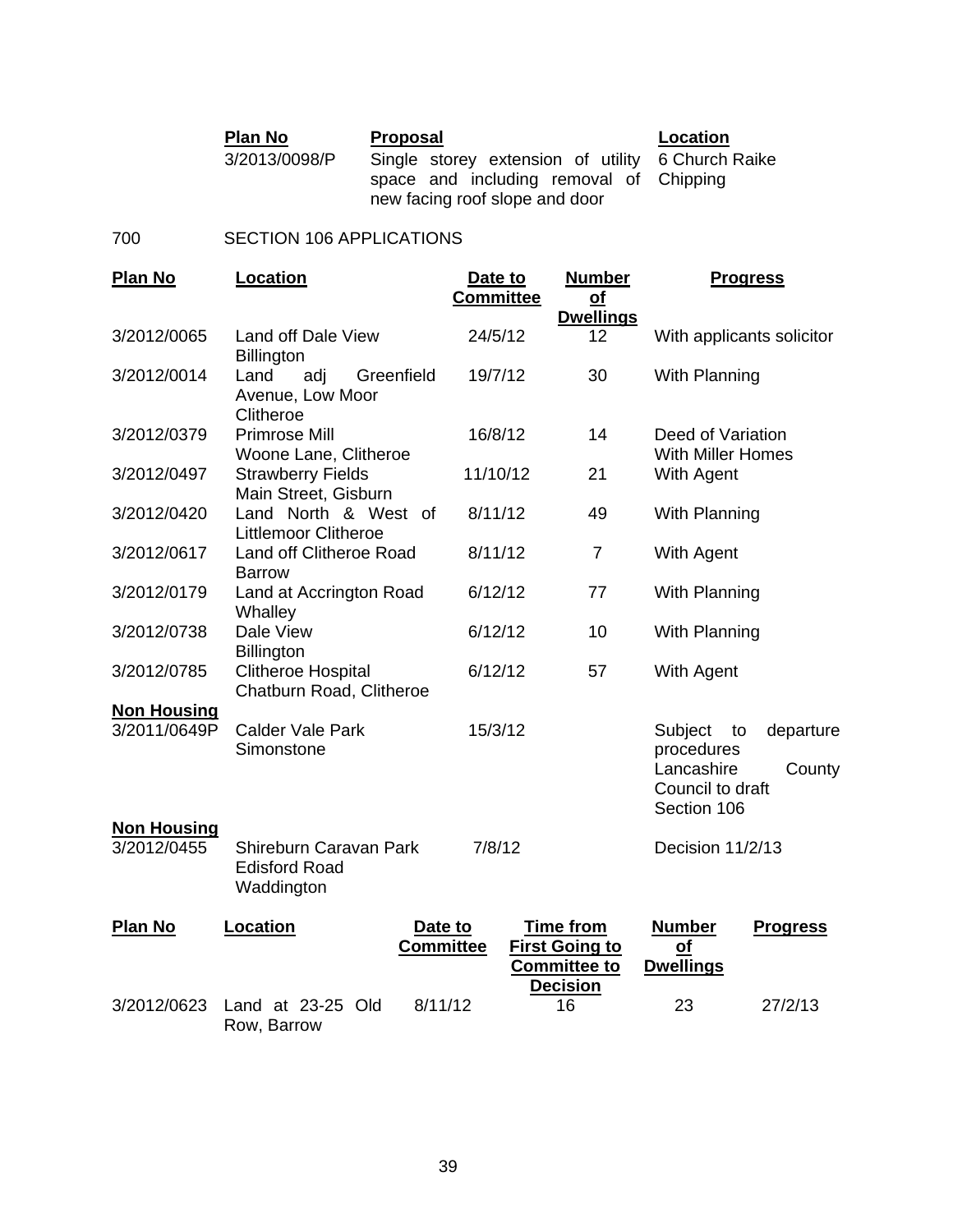| Plan No | Proposal | Location |
|---|---|---|
| 3/2013/0098/P | Single storey extension of utility space and including removal of new facing roof slope and door | 6 Church Raike Chipping |

700 SECTION 106 APPLICATIONS

| Plan No | Location | Date to Committee | Number of Dwellings | Progress |
|---|---|---|---|---|
| 3/2012/0065 | Land off Dale View Billington | 24/5/12 | 12 | With applicants solicitor |
| 3/2012/0014 | Land adj Greenfield Avenue, Low Moor Clitheroe | 19/7/12 | 30 | With Planning |
| 3/2012/0379 | Primrose Mill Woone Lane, Clitheroe | 16/8/12 | 14 | Deed of Variation With Miller Homes |
| 3/2012/0497 | Strawberry Fields Main Street, Gisburn | 11/10/12 | 21 | With Agent |
| 3/2012/0420 | Land North & West of Littlemoor Clitheroe | 8/11/12 | 49 | With Planning |
| 3/2012/0617 | Land off Clitheroe Road Barrow | 8/11/12 | 7 | With Agent |
| 3/2012/0179 | Land at Accrington Road Whalley | 6/12/12 | 77 | With Planning |
| 3/2012/0738 | Dale View Billington | 6/12/12 | 10 | With Planning |
| 3/2012/0785 | Clitheroe Hospital Chatburn Road, Clitheroe | 6/12/12 | 57 | With Agent |
| **Non Housing** | | | | |
| 3/2011/0649P | Calder Vale Park Simonstone | 15/3/12 | | Subject to departure procedures Lancashire County Council to draft Section 106 |
| **Non Housing** | | | | |
| 3/2012/0455 | Shireburn Caravan Park Edisford Road Waddington | 7/8/12 | | Decision 11/2/13 |

| Plan No | Location | Date to Committee | Time from First Going to Committee to Decision | Number of Dwellings | Progress |
|---|---|---|---|---|---|
| 3/2012/0623 | Land at 23-25 Old Row, Barrow | 8/11/12 | 16 | 23 | 27/2/13 |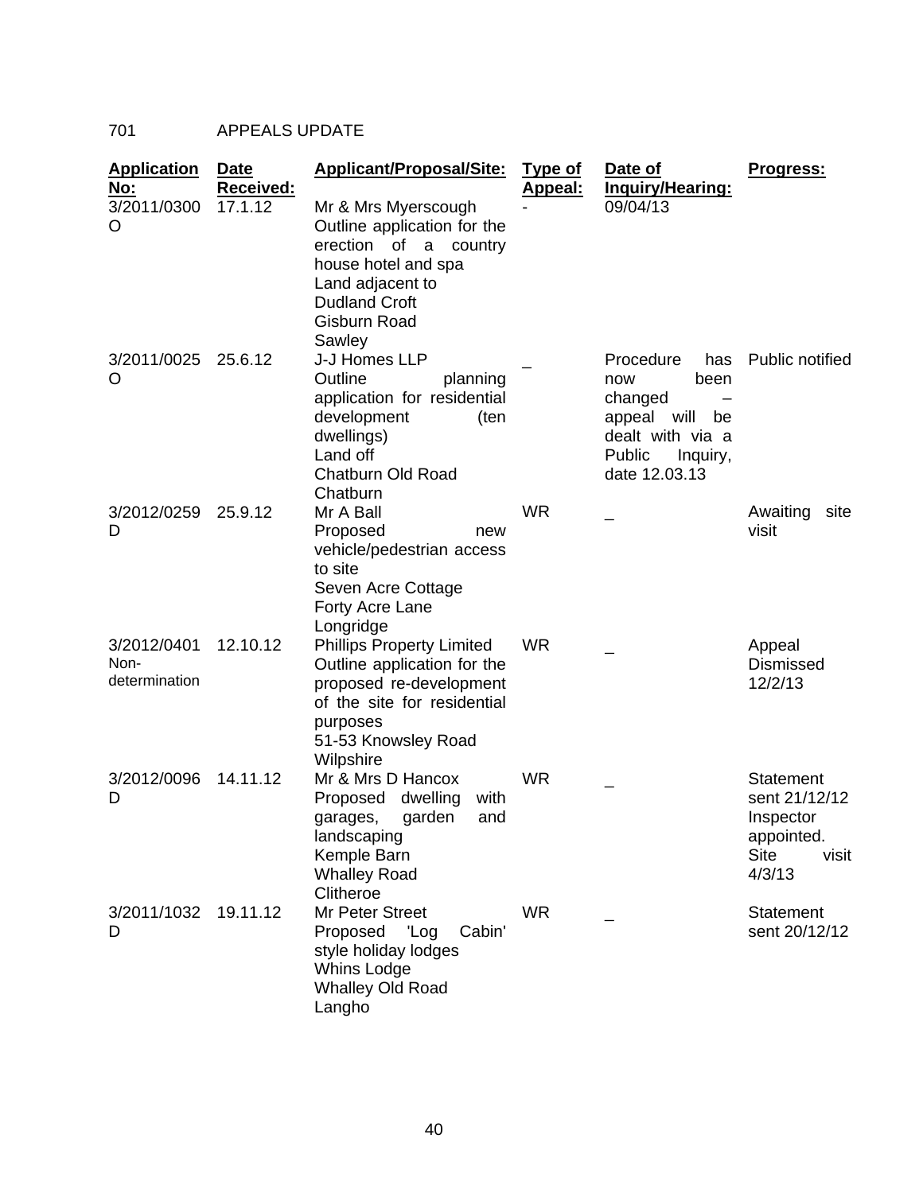701 APPEALS UPDATE

| Application No: | Date Received: | Applicant/Proposal/Site: | Type of Appeal: | Date of Inquiry/Hearing: | Progress: |
|---|---|---|---|---|---|
| 3/2011/0300 O | 17.1.12 | Mr & Mrs Myerscough Outline application for the erection of a country house hotel and spa Land adjacent to Dudland Croft Gisburn Road Sawley | - | 09/04/13 | |
| 3/2011/0025 O | 25.6.12 | J-J Homes LLP Outline planning application for residential development (ten dwellings) Land off Chatburn Old Road Chatburn | _ | Procedure has now been changed – appeal will be dealt with via a Public Inquiry, date 12.03.13 | Public notified |
| 3/2012/0259 D | 25.9.12 | Mr A Ball Proposed new vehicle/pedestrian access to site Seven Acre Cottage Forty Acre Lane Longridge | WR | _ | Awaiting site visit |
| 3/2012/0401 Non-determination | 12.10.12 | Phillips Property Limited Outline application for the proposed re-development of the site for residential purposes 51-53 Knowsley Road Wilpshire | WR | _ | Appeal Dismissed 12/2/13 |
| 3/2012/0096 D | 14.11.12 | Mr & Mrs D Hancox Proposed dwelling with garages, garden and landscaping Kemple Barn Whalley Road Clitheroe | WR | _ | Statement sent 21/12/12 Inspector appointed. Site visit 4/3/13 |
| 3/2011/1032 D | 19.11.12 | Mr Peter Street Proposed 'Log Cabin' style holiday lodges Whins Lodge Whalley Old Road Langho | WR | _ | Statement sent 20/12/12 |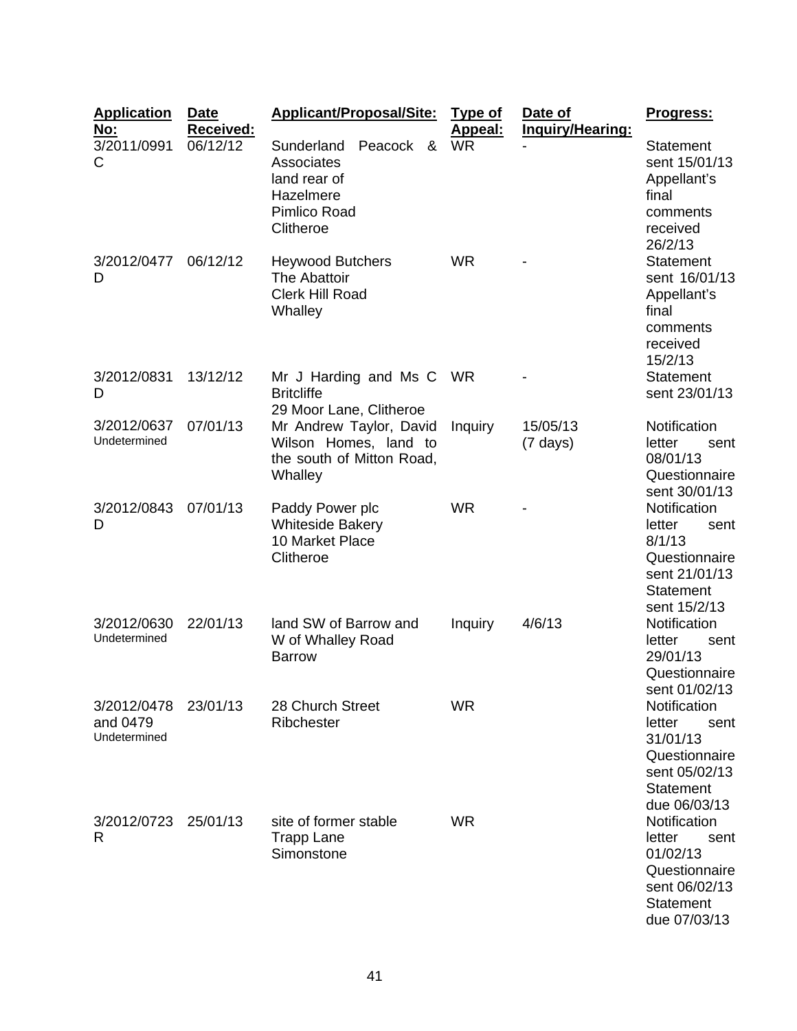| Application No: | Date Received: | Applicant/Proposal/Site: | Type of Appeal: | Date of Inquiry/Hearing: | Progress: |
|---|---|---|---|---|---|
| 3/2011/0991 C | 06/12/12 | Sunderland Peacock & Associates land rear of Hazelmere Pimlico Road Clitheroe | WR | - | Statement sent 15/01/13 Appellant's final comments received 26/2/13 |
| 3/2012/0477 D | 06/12/12 | Heywood Butchers The Abattoir Clerk Hill Road Whalley | WR | - | Statement sent 16/01/13 Appellant's final comments received 15/2/13 |
| 3/2012/0831 D | 13/12/12 | Mr J Harding and Ms C Britcliffe 29 Moor Lane, Clitheroe | WR | - | Statement sent 23/01/13 |
| 3/2012/0637 Undetermined | 07/01/13 | Mr Andrew Taylor, David Wilson Homes, land to the south of Mitton Road, Whalley | Inquiry | 15/05/13 (7 days) | Notification letter sent 08/01/13 Questionnaire sent 30/01/13 |
| 3/2012/0843 D | 07/01/13 | Paddy Power plc Whiteside Bakery 10 Market Place Clitheroe | WR | - | Notification letter sent 8/1/13 Questionnaire sent 21/01/13 Statement sent 15/2/13 |
| 3/2012/0630 Undetermined | 22/01/13 | land SW of Barrow and W of Whalley Road Barrow | Inquiry | 4/6/13 | Notification letter sent 29/01/13 Questionnaire sent 01/02/13 |
| 3/2012/0478 and 0479 Undetermined | 23/01/13 | 28 Church Street Ribchester | WR | | Notification letter sent 31/01/13 Questionnaire sent 05/02/13 Statement due 06/03/13 |
| 3/2012/0723 R | 25/01/13 | site of former stable Trapp Lane Simonstone | WR | | Notification letter sent 01/02/13 Questionnaire sent 06/02/13 Statement due 07/03/13 |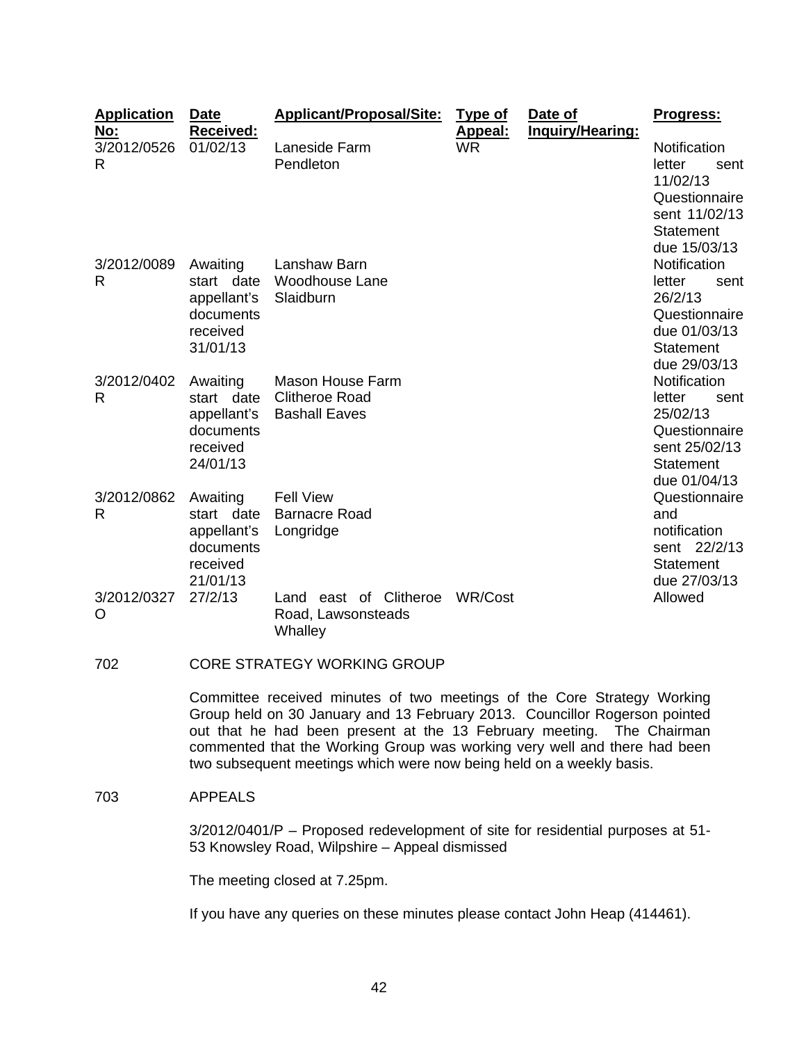| Application No: | Date Received: | Applicant/Proposal/Site: | Type of Appeal: | Date of Inquiry/Hearing: | Progress: |
|---|---|---|---|---|---|
| 3/2012/0526R | 01/02/13 | Laneside Farm Pendleton | WR | | Notification letter sent 11/02/13 Questionnaire sent 11/02/13 Statement due 15/03/13 |
| 3/2012/0089R | Awaiting start date appellant's documents received 31/01/13 | Lanshaw Barn Woodhouse Lane Slaidburn | | | Notification letter sent 26/2/13 Questionnaire due 01/03/13 Statement due 29/03/13 |
| 3/2012/0402R | Awaiting start date appellant's documents received 24/01/13 | Mason House Farm Clitheroe Road Bashall Eaves | | | Notification letter sent 25/02/13 Questionnaire sent 25/02/13 Statement due 01/04/13 |
| 3/2012/0862R | Awaiting start date appellant's documents received 21/01/13 | Fell View Barnacre Road Longridge | | | Questionnaire and notification sent 22/2/13 Statement due 27/03/13 |
| 3/2012/0327O | 27/2/13 | Land east of Clitheroe Road, Lawsonsteads Whalley | WR/Cost | | Allowed |

702 CORE STRATEGY WORKING GROUP

Committee received minutes of two meetings of the Core Strategy Working Group held on 30 January and 13 February 2013. Councillor Rogerson pointed out that he had been present at the 13 February meeting. The Chairman commented that the Working Group was working very well and there had been two subsequent meetings which were now being held on a weekly basis.

703 APPEALS

3/2012/0401/P – Proposed redevelopment of site for residential purposes at 51-53 Knowsley Road, Wilpshire – Appeal dismissed

The meeting closed at 7.25pm.

If you have any queries on these minutes please contact John Heap (414461).